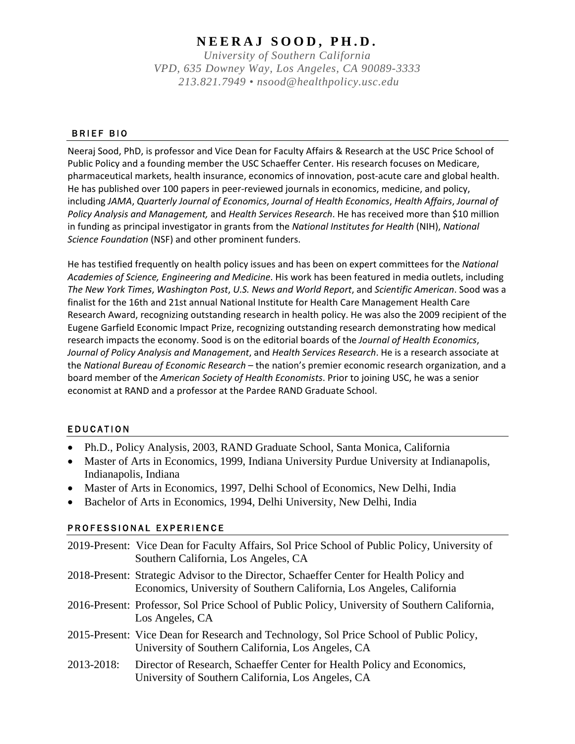# NEERAJ SOOD, PH.D.

*University of Southern California*
*VPD, 635 Downey Way, Los Angeles, CA 90089-3333*
*213.821.7949 • nsood@healthpolicy.usc.edu*

## BRIEF BIO

Neeraj Sood, PhD, is professor and Vice Dean for Faculty Affairs & Research at the USC Price School of Public Policy and a founding member the USC Schaeffer Center. His research focuses on Medicare, pharmaceutical markets, health insurance, economics of innovation, post-acute care and global health. He has published over 100 papers in peer-reviewed journals in economics, medicine, and policy, including *JAMA*, *Quarterly Journal of Economics*, *Journal of Health Economics*, *Health Affairs*, *Journal of Policy Analysis and Management,* and *Health Services Research*. He has received more than $10 million in funding as principal investigator in grants from the *National Institutes for Health* (NIH), *National Science Foundation* (NSF) and other prominent funders.

He has testified frequently on health policy issues and has been on expert committees for the *National Academies of Science, Engineering and Medicine*. His work has been featured in media outlets, including *The New York Times*, *Washington Post*, *U.S. News and World Report*, and *Scientific American*. Sood was a finalist for the 16th and 21st annual National Institute for Health Care Management Health Care Research Award, recognizing outstanding research in health policy. He was also the 2009 recipient of the Eugene Garfield Economic Impact Prize, recognizing outstanding research demonstrating how medical research impacts the economy. Sood is on the editorial boards of the *Journal of Health Economics*, *Journal of Policy Analysis and Management*, and *Health Services Research*. He is a research associate at the *National Bureau of Economic Research* – the nation's premier economic research organization, and a board member of the *American Society of Health Economists*. Prior to joining USC, he was a senior economist at RAND and a professor at the Pardee RAND Graduate School.

## EDUCATION

- Ph.D., Policy Analysis, 2003, RAND Graduate School, Santa Monica, California
- Master of Arts in Economics, 1999, Indiana University Purdue University at Indianapolis, Indianapolis, Indiana
- Master of Arts in Economics, 1997, Delhi School of Economics, New Delhi, India
- Bachelor of Arts in Economics, 1994, Delhi University, New Delhi, India

## PROFESSIONAL EXPERIENCE

2019-Present: Vice Dean for Faculty Affairs, Sol Price School of Public Policy, University of Southern California, Los Angeles, CA

2018-Present: Strategic Advisor to the Director, Schaeffer Center for Health Policy and Economics, University of Southern California, Los Angeles, California

2016-Present: Professor, Sol Price School of Public Policy, University of Southern California, Los Angeles, CA

2015-Present: Vice Dean for Research and Technology, Sol Price School of Public Policy, University of Southern California, Los Angeles, CA

2013-2018: Director of Research, Schaeffer Center for Health Policy and Economics, University of Southern California, Los Angeles, CA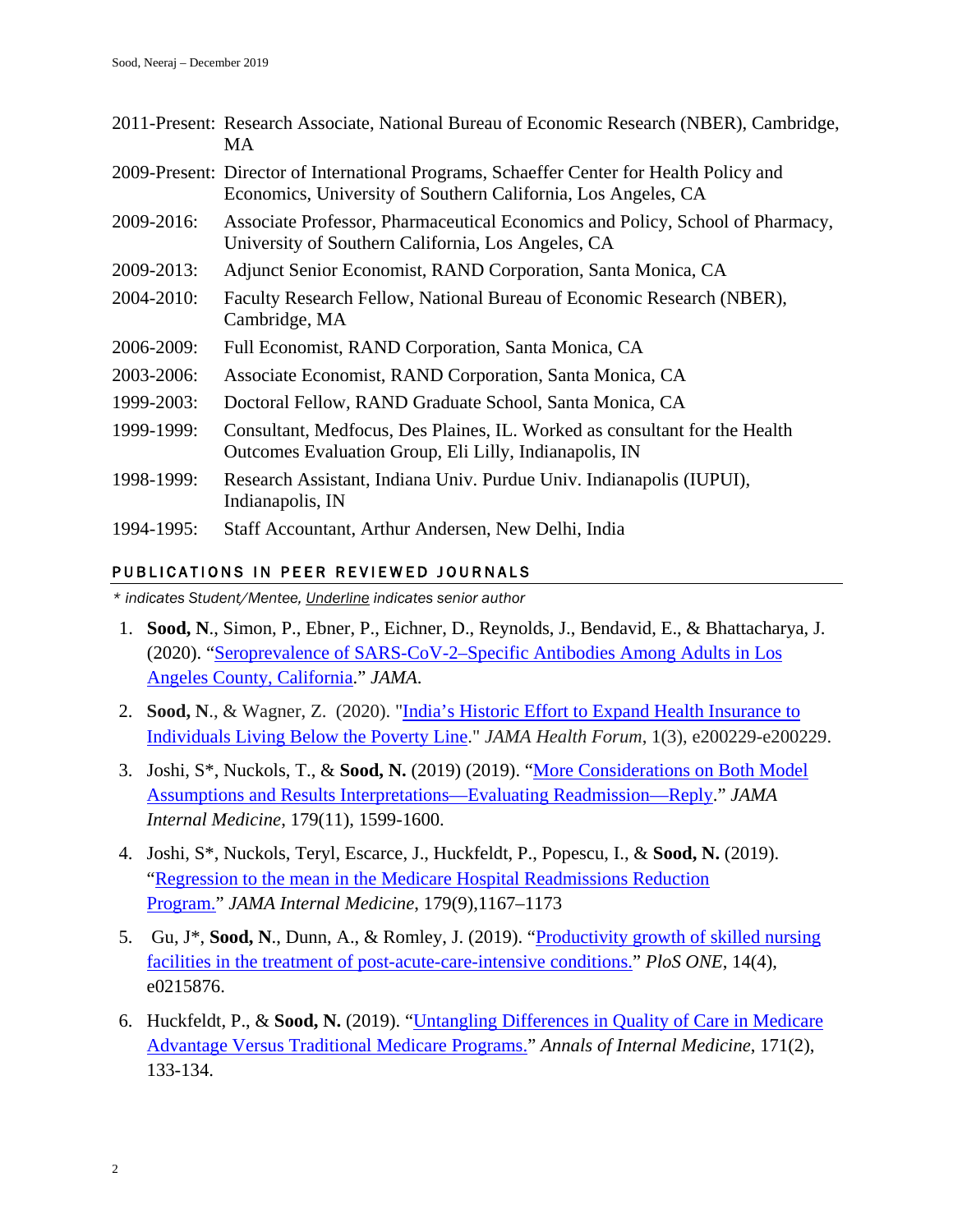2011-Present: Research Associate, National Bureau of Economic Research (NBER), Cambridge, MA

2009-Present: Director of International Programs, Schaeffer Center for Health Policy and Economics, University of Southern California, Los Angeles, CA

2009-2016: Associate Professor, Pharmaceutical Economics and Policy, School of Pharmacy, University of Southern California, Los Angeles, CA

2009-2013: Adjunct Senior Economist, RAND Corporation, Santa Monica, CA

2004-2010: Faculty Research Fellow, National Bureau of Economic Research (NBER), Cambridge, MA

2006-2009: Full Economist, RAND Corporation, Santa Monica, CA

2003-2006: Associate Economist, RAND Corporation, Santa Monica, CA

1999-2003: Doctoral Fellow, RAND Graduate School, Santa Monica, CA

1999-1999: Consultant, Medfocus, Des Plaines, IL. Worked as consultant for the Health Outcomes Evaluation Group, Eli Lilly, Indianapolis, IN

1998-1999: Research Assistant, Indiana Univ. Purdue Univ. Indianapolis (IUPUI), Indianapolis, IN

1994-1995: Staff Accountant, Arthur Andersen, New Delhi, India

## PUBLICATIONS IN PEER REVIEWED JOURNALS

*\* indicates Student/Mentee, Underline indicates senior author*

1. **Sood, N**., Simon, P., Ebner, P., Eichner, D., Reynolds, J., Bendavid, E., & Bhattacharya, J. (2020). "Seroprevalence of SARS-CoV-2–Specific Antibodies Among Adults in Los Angeles County, California." *JAMA.*
2. **Sood, N**., & Wagner, Z. (2020). "India's Historic Effort to Expand Health Insurance to Individuals Living Below the Poverty Line." *JAMA Health Forum*, 1(3), e200229-e200229.
3. Joshi, S*, Nuckols, T., & **Sood, N.** (2019) (2019). "More Considerations on Both Model Assumptions and Results Interpretations—Evaluating Readmission—Reply." *JAMA Internal Medicine*, 179(11), 1599-1600.
4. Joshi, S*, Nuckols, Teryl, Escarce, J., Huckfeldt, P., Popescu, I., & **Sood, N.** (2019). "Regression to the mean in the Medicare Hospital Readmissions Reduction Program." *JAMA Internal Medicine*, 179(9),1167–1173
5. Gu, J*, **Sood, N**., Dunn, A., & Romley, J. (2019). "Productivity growth of skilled nursing facilities in the treatment of post-acute-care-intensive conditions." *PloS ONE*, 14(4), e0215876.
6. Huckfeldt, P., & **Sood, N.** (2019). "Untangling Differences in Quality of Care in Medicare Advantage Versus Traditional Medicare Programs." *Annals of Internal Medicine*, 171(2), 133-134.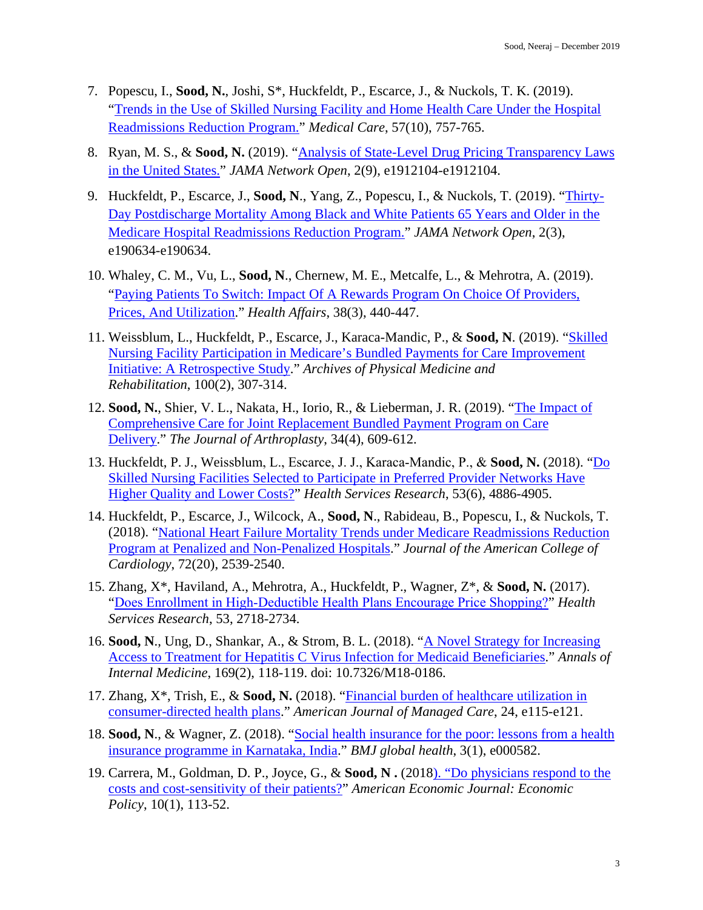7. Popescu, I., **Sood, N.**, Joshi, S*, Huckfeldt, P., Escarce, J., & Nuckols, T. K. (2019). "Trends in the Use of Skilled Nursing Facility and Home Health Care Under the Hospital Readmissions Reduction Program." *Medical Care*, 57(10), 757-765.

8. Ryan, M. S., & **Sood, N.** (2019). "Analysis of State-Level Drug Pricing Transparency Laws in the United States." *JAMA Network Open*, 2(9), e1912104-e1912104.

9. Huckfeldt, P., Escarce, J., **Sood, N**., Yang, Z., Popescu, I., & Nuckols, T. (2019). "Thirty-Day Postdischarge Mortality Among Black and White Patients 65 Years and Older in the Medicare Hospital Readmissions Reduction Program." *JAMA Network Open*, 2(3), e190634-e190634.

10. Whaley, C. M., Vu, L., **Sood, N**., Chernew, M. E., Metcalfe, L., & Mehrotra, A. (2019). "Paying Patients To Switch: Impact Of A Rewards Program On Choice Of Providers, Prices, And Utilization." *Health Affairs*, 38(3), 440-447.

11. Weissblum, L., Huckfeldt, P., Escarce, J., Karaca-Mandic, P., & **Sood, N**. (2019). "Skilled Nursing Facility Participation in Medicare's Bundled Payments for Care Improvement Initiative: A Retrospective Study." *Archives of Physical Medicine and Rehabilitation*, 100(2), 307-314.

12. **Sood, N.**, Shier, V. L., Nakata, H., Iorio, R., & Lieberman, J. R. (2019). "The Impact of Comprehensive Care for Joint Replacement Bundled Payment Program on Care Delivery." *The Journal of Arthroplasty*, 34(4), 609-612.

13. Huckfeldt, P. J., Weissblum, L., Escarce, J. J., Karaca-Mandic, P., & **Sood, N.** (2018). "Do Skilled Nursing Facilities Selected to Participate in Preferred Provider Networks Have Higher Quality and Lower Costs?" *Health Services Research*, 53(6), 4886-4905.

14. Huckfeldt, P., Escarce, J., Wilcock, A., **Sood, N**., Rabideau, B., Popescu, I., & Nuckols, T. (2018). "National Heart Failure Mortality Trends under Medicare Readmissions Reduction Program at Penalized and Non-Penalized Hospitals." *Journal of the American College of Cardiology*, 72(20), 2539-2540.

15. Zhang, X*, Haviland, A., Mehrotra, A., Huckfeldt, P., Wagner, Z*, & **Sood, N.** (2017). "Does Enrollment in High-Deductible Health Plans Encourage Price Shopping?" *Health Services Research*, 53, 2718-2734.

16. **Sood, N**., Ung, D., Shankar, A., & Strom, B. L. (2018). "A Novel Strategy for Increasing Access to Treatment for Hepatitis C Virus Infection for Medicaid Beneficiaries." *Annals of Internal Medicine*, 169(2), 118-119. doi: 10.7326/M18-0186.

17. Zhang, X*, Trish, E., & **Sood, N.** (2018). "Financial burden of healthcare utilization in consumer-directed health plans." *American Journal of Managed Care*, 24, e115-e121.

18. **Sood, N**., & Wagner, Z. (2018). "Social health insurance for the poor: lessons from a health insurance programme in Karnataka, India." *BMJ global health*, 3(1), e000582.

19. Carrera, M., Goldman, D. P., Joyce, G., & **Sood, N .** (2018). "Do physicians respond to the costs and cost-sensitivity of their patients?" *American Economic Journal: Economic Policy*, 10(1), 113-52.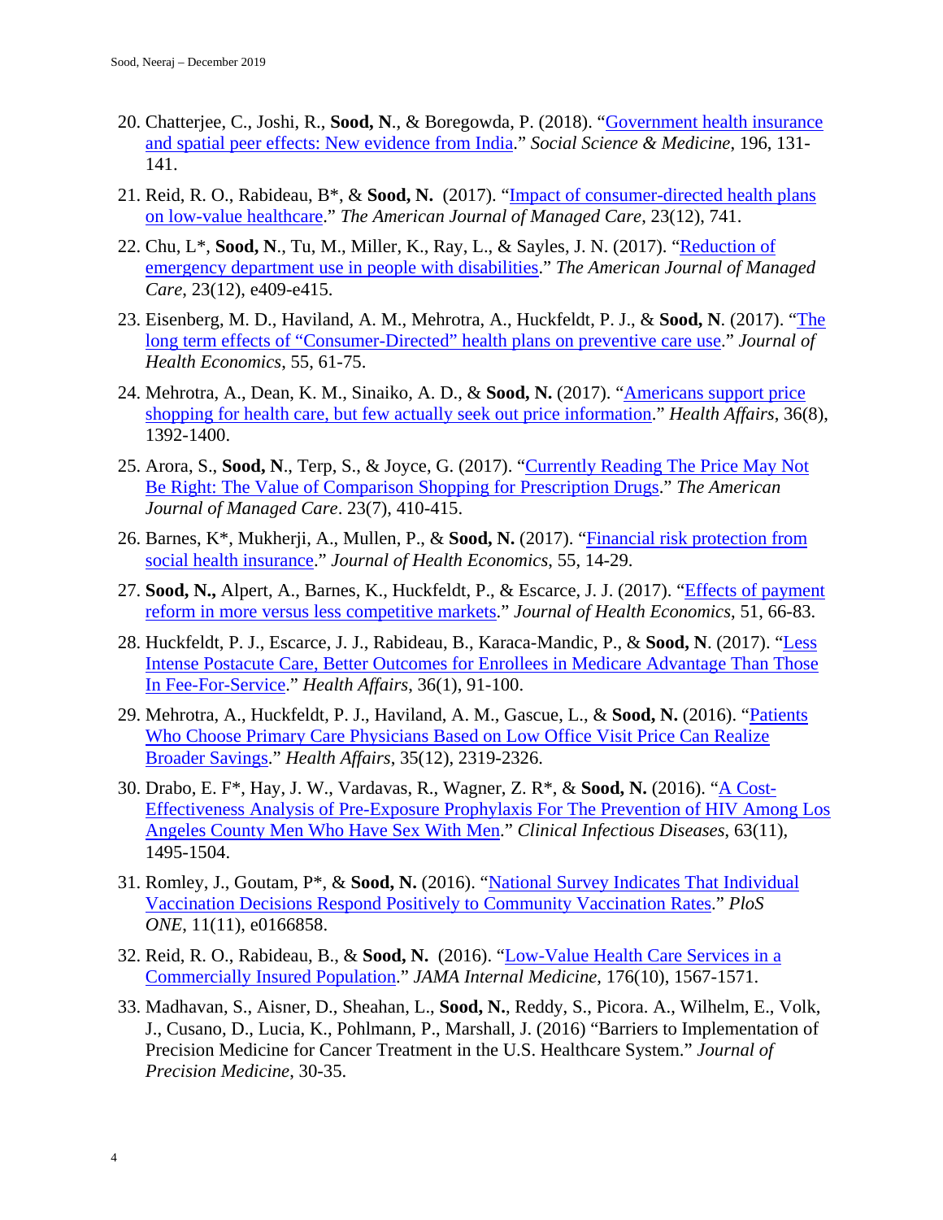20. Chatterjee, C., Joshi, R., **Sood, N**., & Boregowda, P. (2018). "Government health insurance and spatial peer effects: New evidence from India." *Social Science & Medicine*, 196, 131-141.

21. Reid, R. O., Rabideau, B*, & **Sood, N.** (2017). "Impact of consumer-directed health plans on low-value healthcare." *The American Journal of Managed Care*, 23(12), 741.

22. Chu, L*, **Sood, N**., Tu, M., Miller, K., Ray, L., & Sayles, J. N. (2017). "Reduction of emergency department use in people with disabilities." *The American Journal of Managed Care*, 23(12), e409-e415.

23. Eisenberg, M. D., Haviland, A. M., Mehrotra, A., Huckfeldt, P. J., & **Sood, N**. (2017). "The long term effects of "Consumer-Directed" health plans on preventive care use." *Journal of Health Economics*, 55, 61-75.

24. Mehrotra, A., Dean, K. M., Sinaiko, A. D., & **Sood, N.** (2017). "Americans support price shopping for health care, but few actually seek out price information." *Health Affairs*, 36(8), 1392-1400.

25. Arora, S., **Sood, N**., Terp, S., & Joyce, G. (2017). "Currently Reading The Price May Not Be Right: The Value of Comparison Shopping for Prescription Drugs." *The American Journal of Managed Care*. 23(7), 410-415.

26. Barnes, K*, Mukherji, A., Mullen, P., & **Sood, N.** (2017). "Financial risk protection from social health insurance." *Journal of Health Economics*, 55, 14-29.

27. **Sood, N.,** Alpert, A., Barnes, K., Huckfeldt, P., & Escarce, J. J. (2017). "Effects of payment reform in more versus less competitive markets." *Journal of Health Economics*, 51, 66-83.

28. Huckfeldt, P. J., Escarce, J. J., Rabideau, B., Karaca-Mandic, P., & **Sood, N**. (2017). "Less Intense Postacute Care, Better Outcomes for Enrollees in Medicare Advantage Than Those In Fee-For-Service." *Health Affairs*, 36(1), 91-100.

29. Mehrotra, A., Huckfeldt, P. J., Haviland, A. M., Gascue, L., & **Sood, N.** (2016). "Patients Who Choose Primary Care Physicians Based on Low Office Visit Price Can Realize Broader Savings." *Health Affairs*, 35(12), 2319-2326.

30. Drabo, E. F*, Hay, J. W., Vardavas, R., Wagner, Z. R*, & **Sood, N.** (2016). "A Cost-Effectiveness Analysis of Pre-Exposure Prophylaxis For The Prevention of HIV Among Los Angeles County Men Who Have Sex With Men." *Clinical Infectious Diseases*, 63(11), 1495-1504.

31. Romley, J., Goutam, P*, & **Sood, N.** (2016). "National Survey Indicates That Individual Vaccination Decisions Respond Positively to Community Vaccination Rates." *PloS ONE*, 11(11), e0166858.

32. Reid, R. O., Rabideau, B., & **Sood, N.** (2016). "Low-Value Health Care Services in a Commercially Insured Population." *JAMA Internal Medicine*, 176(10), 1567-1571.

33. Madhavan, S., Aisner, D., Sheahan, L., **Sood, N.**, Reddy, S., Picora. A., Wilhelm, E., Volk, J., Cusano, D., Lucia, K., Pohlmann, P., Marshall, J. (2016) "Barriers to Implementation of Precision Medicine for Cancer Treatment in the U.S. Healthcare System." *Journal of Precision Medicine*, 30-35.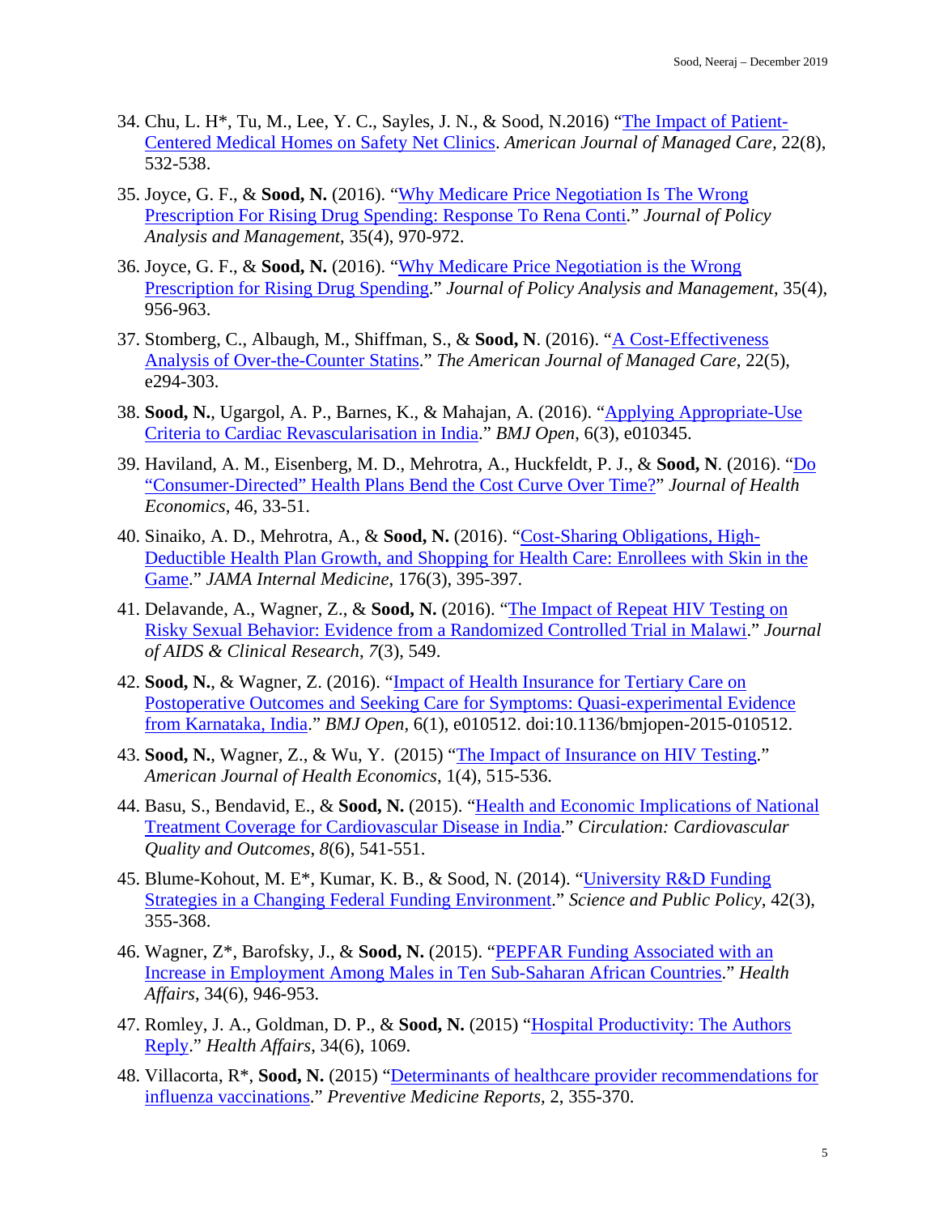34. Chu, L. H*, Tu, M., Lee, Y. C., Sayles, J. N., & Sood, N.2016) "The Impact of Patient-Centered Medical Homes on Safety Net Clinics. *American Journal of Managed Care*, 22(8), 532-538.

35. Joyce, G. F., & **Sood, N.** (2016). "Why Medicare Price Negotiation Is The Wrong Prescription For Rising Drug Spending: Response To Rena Conti." *Journal of Policy Analysis and Management*, 35(4), 970-972.

36. Joyce, G. F., & **Sood, N.** (2016). "Why Medicare Price Negotiation is the Wrong Prescription for Rising Drug Spending." *Journal of Policy Analysis and Management*, 35(4), 956-963.

37. Stomberg, C., Albaugh, M., Shiffman, S., & **Sood, N**. (2016). "A Cost-Effectiveness Analysis of Over-the-Counter Statins." *The American Journal of Managed Care*, 22(5), e294-303.

38. **Sood, N.**, Ugargol, A. P., Barnes, K., & Mahajan, A. (2016). "Applying Appropriate-Use Criteria to Cardiac Revascularisation in India." *BMJ Open*, 6(3), e010345.

39. Haviland, A. M., Eisenberg, M. D., Mehrotra, A., Huckfeldt, P. J., & **Sood, N**. (2016). "Do "Consumer-Directed" Health Plans Bend the Cost Curve Over Time?" *Journal of Health Economics*, 46, 33-51.

40. Sinaiko, A. D., Mehrotra, A., & **Sood, N.** (2016). "Cost-Sharing Obligations, High-Deductible Health Plan Growth, and Shopping for Health Care: Enrollees with Skin in the Game." *JAMA Internal Medicine*, 176(3), 395-397.

41. Delavande, A., Wagner, Z., & **Sood, N.** (2016). "The Impact of Repeat HIV Testing on Risky Sexual Behavior: Evidence from a Randomized Controlled Trial in Malawi." *Journal of AIDS & Clinical Research*, *7*(3), 549.

42. **Sood, N.**, & Wagner, Z. (2016). "Impact of Health Insurance for Tertiary Care on Postoperative Outcomes and Seeking Care for Symptoms: Quasi-experimental Evidence from Karnataka, India." *BMJ Open*, 6(1), e010512. doi:10.1136/bmjopen-2015-010512.

43. **Sood, N.**, Wagner, Z., & Wu, Y. (2015) "The Impact of Insurance on HIV Testing." *American Journal of Health Economics*, 1(4), 515-536.

44. Basu, S., Bendavid, E., & **Sood, N.** (2015). "Health and Economic Implications of National Treatment Coverage for Cardiovascular Disease in India." *Circulation: Cardiovascular Quality and Outcomes*, *8*(6), 541-551.

45. Blume-Kohout, M. E*, Kumar, K. B., & Sood, N. (2014). "University R&D Funding Strategies in a Changing Federal Funding Environment." *Science and Public Policy*, 42(3), 355-368.

46. Wagner, Z*, Barofsky, J., & **Sood, N.** (2015). "PEPFAR Funding Associated with an Increase in Employment Among Males in Ten Sub-Saharan African Countries." *Health Affairs*, 34(6), 946-953.

47. Romley, J. A., Goldman, D. P., & **Sood, N.** (2015) "Hospital Productivity: The Authors Reply." *Health Affairs*, 34(6), 1069.

48. Villacorta, R*, **Sood, N.** (2015) "Determinants of healthcare provider recommendations for influenza vaccinations." *Preventive Medicine Reports*, 2, 355-370.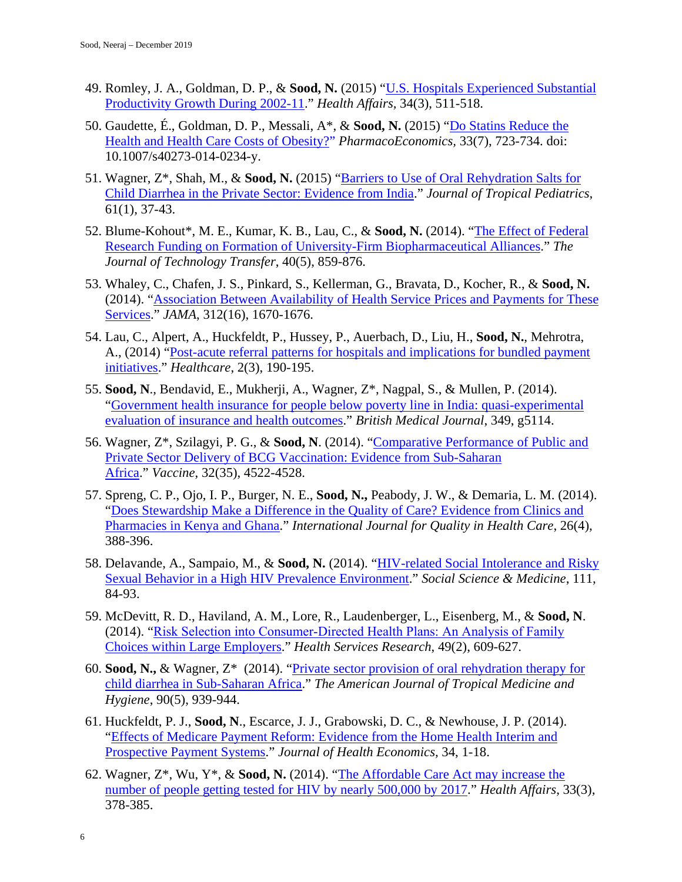49. Romley, J. A., Goldman, D. P., & **Sood, N.** (2015) "U.S. Hospitals Experienced Substantial Productivity Growth During 2002-11." *Health Affairs*, 34(3), 511-518.

50. Gaudette, É., Goldman, D. P., Messali, A*, & **Sood, N.** (2015) "Do Statins Reduce the Health and Health Care Costs of Obesity?" *PharmacoEconomics*, 33(7), 723-734. doi: 10.1007/s40273-014-0234-y.

51. Wagner, Z*, Shah, M., & **Sood, N.** (2015) "Barriers to Use of Oral Rehydration Salts for Child Diarrhea in the Private Sector: Evidence from India." *Journal of Tropical Pediatrics*, 61(1), 37-43.

52. Blume-Kohout*, M. E., Kumar, K. B., Lau, C., & **Sood, N.** (2014). "The Effect of Federal Research Funding on Formation of University-Firm Biopharmaceutical Alliances." *The Journal of Technology Transfer*, 40(5), 859-876.

53. Whaley, C., Chafen, J. S., Pinkard, S., Kellerman, G., Bravata, D., Kocher, R., & **Sood, N.** (2014). "Association Between Availability of Health Service Prices and Payments for These Services." *JAMA*, 312(16), 1670-1676.

54. Lau, C., Alpert, A., Huckfeldt, P., Hussey, P., Auerbach, D., Liu, H., **Sood, N.**, Mehrotra, A., (2014) "Post-acute referral patterns for hospitals and implications for bundled payment initiatives." *Healthcare*, 2(3), 190-195.

55. **Sood, N**., Bendavid, E., Mukherji, A., Wagner, Z*, Nagpal, S., & Mullen, P. (2014). "Government health insurance for people below poverty line in India: quasi-experimental evaluation of insurance and health outcomes." *British Medical Journal*, 349, g5114.

56. Wagner, Z*, Szilagyi, P. G., & **Sood, N**. (2014). "Comparative Performance of Public and Private Sector Delivery of BCG Vaccination: Evidence from Sub-Saharan Africa." *Vaccine*, 32(35), 4522-4528.

57. Spreng, C. P., Ojo, I. P., Burger, N. E., **Sood, N.,** Peabody, J. W., & Demaria, L. M. (2014). "Does Stewardship Make a Difference in the Quality of Care? Evidence from Clinics and Pharmacies in Kenya and Ghana." *International Journal for Quality in Health Care*, 26(4), 388-396.

58. Delavande, A., Sampaio, M., & **Sood, N.** (2014). "HIV-related Social Intolerance and Risky Sexual Behavior in a High HIV Prevalence Environment." *Social Science & Medicine*, 111, 84-93.

59. McDevitt, R. D., Haviland, A. M., Lore, R., Laudenberger, L., Eisenberg, M., & **Sood, N**. (2014). "Risk Selection into Consumer-Directed Health Plans: An Analysis of Family Choices within Large Employers." *Health Services Research*, 49(2), 609-627.

60. **Sood, N.,** & Wagner, Z* (2014). "Private sector provision of oral rehydration therapy for child diarrhea in Sub-Saharan Africa." *The American Journal of Tropical Medicine and Hygiene*, 90(5), 939-944.

61. Huckfeldt, P. J., **Sood, N**., Escarce, J. J., Grabowski, D. C., & Newhouse, J. P. (2014). "Effects of Medicare Payment Reform: Evidence from the Home Health Interim and Prospective Payment Systems." *Journal of Health Economics*, 34, 1-18.

62. Wagner, Z*, Wu, Y*, & **Sood, N.** (2014). "The Affordable Care Act may increase the number of people getting tested for HIV by nearly 500,000 by 2017." *Health Affairs*, 33(3), 378-385.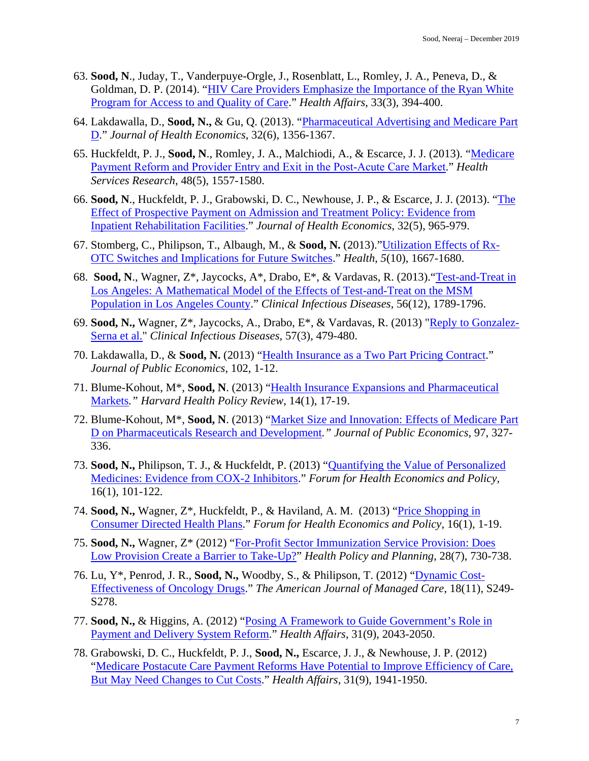63. **Sood, N**., Juday, T., Vanderpuye-Orgle, J., Rosenblatt, L., Romley, J. A., Peneva, D., & Goldman, D. P. (2014). "HIV Care Providers Emphasize the Importance of the Ryan White Program for Access to and Quality of Care." *Health Affairs*, 33(3), 394-400.

64. Lakdawalla, D., **Sood, N.,** & Gu, Q. (2013). "Pharmaceutical Advertising and Medicare Part D." *Journal of Health Economics*, 32(6), 1356-1367.

65. Huckfeldt, P. J., **Sood, N**., Romley, J. A., Malchiodi, A., & Escarce, J. J. (2013). "Medicare Payment Reform and Provider Entry and Exit in the Post-Acute Care Market." *Health Services Research*, 48(5), 1557-1580.

66. **Sood, N**., Huckfeldt, P. J., Grabowski, D. C., Newhouse, J. P., & Escarce, J. J. (2013). "The Effect of Prospective Payment on Admission and Treatment Policy: Evidence from Inpatient Rehabilitation Facilities." *Journal of Health Economics*, 32(5), 965-979.

67. Stomberg, C., Philipson, T., Albaugh, M., & **Sood, N.** (2013)."Utilization Effects of Rx-OTC Switches and Implications for Future Switches." *Health*, *5*(10), 1667-1680.

68. **Sood, N**., Wagner, Z*, Jaycocks, A*, Drabo, E*, & Vardavas, R. (2013)."Test-and-Treat in Los Angeles: A Mathematical Model of the Effects of Test-and-Treat on the MSM Population in Los Angeles County." *Clinical Infectious Diseases*, 56(12), 1789-1796.

69. **Sood, N.,** Wagner, Z*, Jaycocks, A., Drabo, E*, & Vardavas, R. (2013) "Reply to Gonzalez-Serna et al." *Clinical Infectious Diseases*, 57(3), 479-480.

70. Lakdawalla, D., & **Sood, N.** (2013) "Health Insurance as a Two Part Pricing Contract." *Journal of Public Economics*, 102, 1-12.

71. Blume-Kohout, M*, **Sood, N**. (2013) "Health Insurance Expansions and Pharmaceutical Markets*."* *Harvard Health Policy Review*, 14(1), 17-19.

72. Blume-Kohout, M*, **Sood, N**. (2013) "Market Size and Innovation: Effects of Medicare Part D on Pharmaceuticals Research and Development*."* *Journal of Public Economics*, 97, 327-336.

73. **Sood, N.,** Philipson, T. J., & Huckfeldt, P. (2013) "Quantifying the Value of Personalized Medicines: Evidence from COX-2 Inhibitors." *Forum for Health Economics and Policy*, 16(1), 101-122.

74. **Sood, N.,** Wagner, Z*, Huckfeldt, P., & Haviland, A. M. (2013) "Price Shopping in Consumer Directed Health Plans." *Forum for Health Economics and Policy*, 16(1), 1-19.

75. **Sood, N.,** Wagner, Z* (2012) "For-Profit Sector Immunization Service Provision: Does Low Provision Create a Barrier to Take-Up?" *Health Policy and Planning*, 28(7), 730-738.

76. Lu, Y*, Penrod, J. R., **Sood, N.,** Woodby, S., & Philipson, T. (2012) "Dynamic Cost-Effectiveness of Oncology Drugs." *The American Journal of Managed Care*, 18(11), S249-S278.

77. **Sood, N.,** & Higgins, A. (2012) "Posing A Framework to Guide Government's Role in Payment and Delivery System Reform." *Health Affairs*, 31(9), 2043-2050.

78. Grabowski, D. C., Huckfeldt, P. J., **Sood, N.,** Escarce, J. J., & Newhouse, J. P. (2012) "Medicare Postacute Care Payment Reforms Have Potential to Improve Efficiency of Care, But May Need Changes to Cut Costs." *Health Affairs*, 31(9), 1941-1950.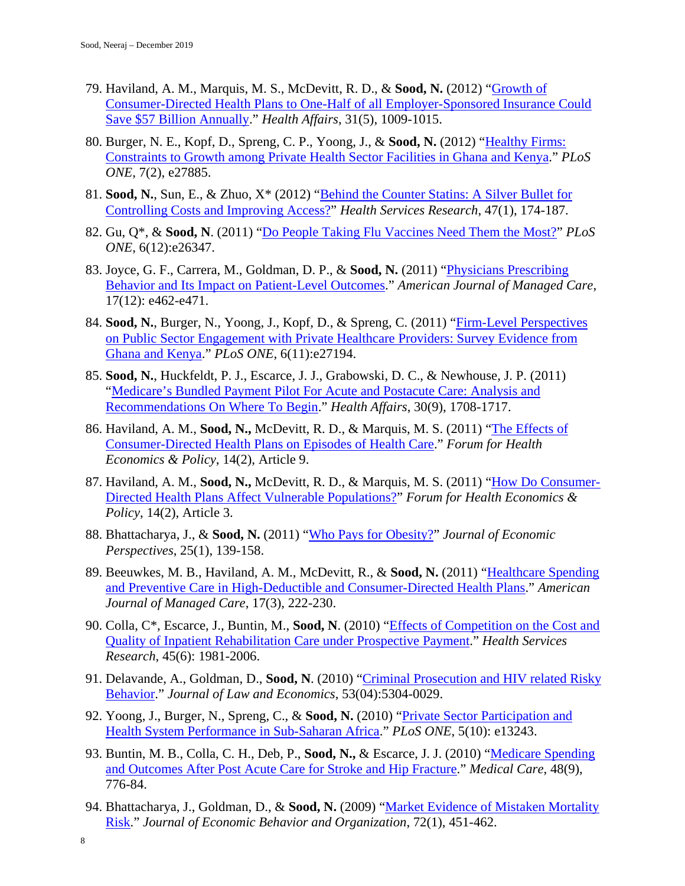79. Haviland, A. M., Marquis, M. S., McDevitt, R. D., & **Sood, N.** (2012) "Growth of Consumer-Directed Health Plans to One-Half of all Employer-Sponsored Insurance Could Save $57 Billion Annually." *Health Affairs*, 31(5), 1009-1015.

80. Burger, N. E., Kopf, D., Spreng, C. P., Yoong, J., & **Sood, N.** (2012) "Healthy Firms: Constraints to Growth among Private Health Sector Facilities in Ghana and Kenya." *PLoS ONE*, 7(2), e27885.

81. **Sood, N.**, Sun, E., & Zhuo, X* (2012) "Behind the Counter Statins: A Silver Bullet for Controlling Costs and Improving Access?" *Health Services Research*, 47(1), 174-187.

82. Gu, Q*, & **Sood, N**. (2011) "Do People Taking Flu Vaccines Need Them the Most?" *PLoS ONE*, 6(12):e26347.

83. Joyce, G. F., Carrera, M., Goldman, D. P., & **Sood, N.** (2011) "Physicians Prescribing Behavior and Its Impact on Patient-Level Outcomes." *American Journal of Managed Care*, 17(12): e462-e471.

84. **Sood, N.**, Burger, N., Yoong, J., Kopf, D., & Spreng, C. (2011) "Firm-Level Perspectives on Public Sector Engagement with Private Healthcare Providers: Survey Evidence from Ghana and Kenya." *PLoS ONE*, 6(11):e27194.

85. **Sood, N.**, Huckfeldt, P. J., Escarce, J. J., Grabowski, D. C., & Newhouse, J. P. (2011) "Medicare's Bundled Payment Pilot For Acute and Postacute Care: Analysis and Recommendations On Where To Begin." *Health Affairs*, 30(9), 1708-1717.

86. Haviland, A. M., **Sood, N.,** McDevitt, R. D., & Marquis, M. S. (2011) "The Effects of Consumer-Directed Health Plans on Episodes of Health Care." *Forum for Health Economics & Policy*, 14(2), Article 9.

87. Haviland, A. M., **Sood, N.,** McDevitt, R. D., & Marquis, M. S. (2011) "How Do Consumer-Directed Health Plans Affect Vulnerable Populations?" *Forum for Health Economics & Policy*, 14(2), Article 3.

88. Bhattacharya, J., & **Sood, N.** (2011) "Who Pays for Obesity?" *Journal of Economic Perspectives*, 25(1), 139-158.

89. Beeuwkes, M. B., Haviland, A. M., McDevitt, R., & **Sood, N.** (2011) "Healthcare Spending and Preventive Care in High-Deductible and Consumer-Directed Health Plans." *American Journal of Managed Care*, 17(3), 222-230.

90. Colla, C*, Escarce, J., Buntin, M., **Sood, N**. (2010) "Effects of Competition on the Cost and Quality of Inpatient Rehabilitation Care under Prospective Payment." *Health Services Research*, 45(6): 1981-2006.

91. Delavande, A., Goldman, D., **Sood, N**. (2010) "Criminal Prosecution and HIV related Risky Behavior." *Journal of Law and Economics*, 53(04):5304-0029.

92. Yoong, J., Burger, N., Spreng, C., & **Sood, N.** (2010) "Private Sector Participation and Health System Performance in Sub-Saharan Africa." *PLoS ONE*, 5(10): e13243.

93. Buntin, M. B., Colla, C. H., Deb, P., **Sood, N.,** & Escarce, J. J. (2010) "Medicare Spending and Outcomes After Post Acute Care for Stroke and Hip Fracture." *Medical Care*, 48(9), 776-84.

94. Bhattacharya, J., Goldman, D., & **Sood, N.** (2009) "Market Evidence of Mistaken Mortality Risk." *Journal of Economic Behavior and Organization*, 72(1), 451-462.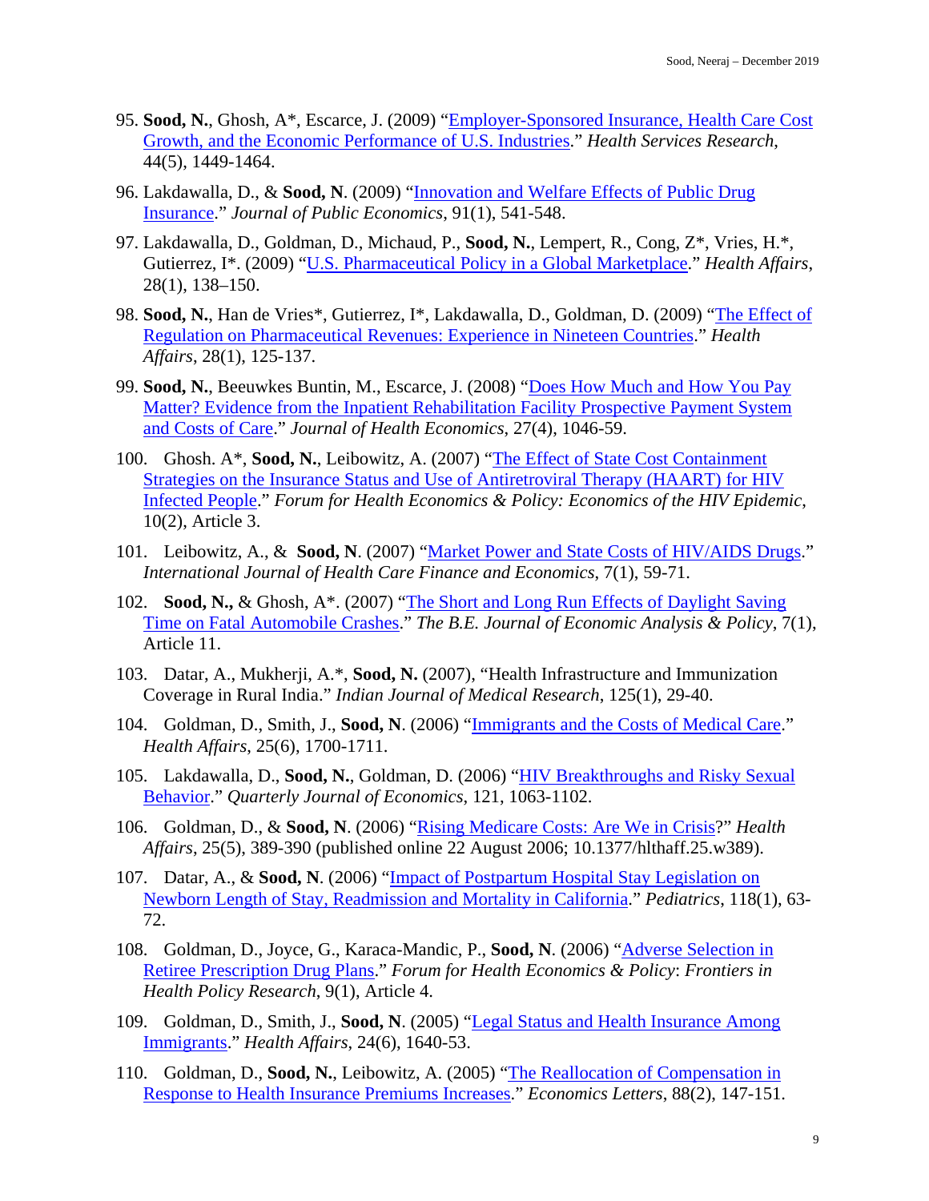95. **Sood, N.**, Ghosh, A*, Escarce, J. (2009) "Employer-Sponsored Insurance, Health Care Cost Growth, and the Economic Performance of U.S. Industries." *Health Services Research*, 44(5), 1449-1464.

96. Lakdawalla, D., & **Sood, N**. (2009) "Innovation and Welfare Effects of Public Drug Insurance." *Journal of Public Economics*, 91(1), 541-548.

97. Lakdawalla, D., Goldman, D., Michaud, P., **Sood, N.**, Lempert, R., Cong, Z*, Vries, H.*, Gutierrez, I*. (2009) "U.S. Pharmaceutical Policy in a Global Marketplace." *Health Affairs*, 28(1), 138–150.

98. **Sood, N.**, Han de Vries*, Gutierrez, I*, Lakdawalla, D., Goldman, D. (2009) "The Effect of Regulation on Pharmaceutical Revenues: Experience in Nineteen Countries." *Health Affairs*, 28(1), 125-137.

99. **Sood, N.**, Beeuwkes Buntin, M., Escarce, J. (2008) "Does How Much and How You Pay Matter? Evidence from the Inpatient Rehabilitation Facility Prospective Payment System and Costs of Care." *Journal of Health Economics*, 27(4), 1046-59.

100. Ghosh. A*, **Sood, N.**, Leibowitz, A. (2007) "The Effect of State Cost Containment Strategies on the Insurance Status and Use of Antiretroviral Therapy (HAART) for HIV Infected People." *Forum for Health Economics & Policy: Economics of the HIV Epidemic*, 10(2), Article 3.

101. Leibowitz, A., & **Sood, N**. (2007) "Market Power and State Costs of HIV/AIDS Drugs." *International Journal of Health Care Finance and Economics*, 7(1), 59-71.

102. **Sood, N.,** & Ghosh, A*. (2007) "The Short and Long Run Effects of Daylight Saving Time on Fatal Automobile Crashes." *The B.E. Journal of Economic Analysis & Policy*, 7(1), Article 11.

103. Datar, A., Mukherji, A.*, **Sood, N.** (2007), "Health Infrastructure and Immunization Coverage in Rural India." *Indian Journal of Medical Research*, 125(1), 29-40.

104. Goldman, D., Smith, J., **Sood, N**. (2006) "Immigrants and the Costs of Medical Care." *Health Affairs*, 25(6), 1700-1711.

105. Lakdawalla, D., **Sood, N.**, Goldman, D. (2006) "HIV Breakthroughs and Risky Sexual Behavior." *Quarterly Journal of Economics*, 121, 1063-1102.

106. Goldman, D., & **Sood, N**. (2006) "Rising Medicare Costs: Are We in Crisis?" *Health Affairs*, 25(5), 389-390 (published online 22 August 2006; 10.1377/hlthaff.25.w389).

107. Datar, A., & **Sood, N**. (2006) "Impact of Postpartum Hospital Stay Legislation on Newborn Length of Stay, Readmission and Mortality in California." *Pediatrics*, 118(1), 63-72.

108. Goldman, D., Joyce, G., Karaca-Mandic, P., **Sood, N**. (2006) "Adverse Selection in Retiree Prescription Drug Plans." *Forum for Health Economics & Policy*: *Frontiers in Health Policy Research*, 9(1), Article 4.

109. Goldman, D., Smith, J., **Sood, N**. (2005) "Legal Status and Health Insurance Among Immigrants." *Health Affairs*, 24(6), 1640-53.

110. Goldman, D., **Sood, N.**, Leibowitz, A. (2005) "The Reallocation of Compensation in Response to Health Insurance Premiums Increases." *Economics Letters*, 88(2), 147-151.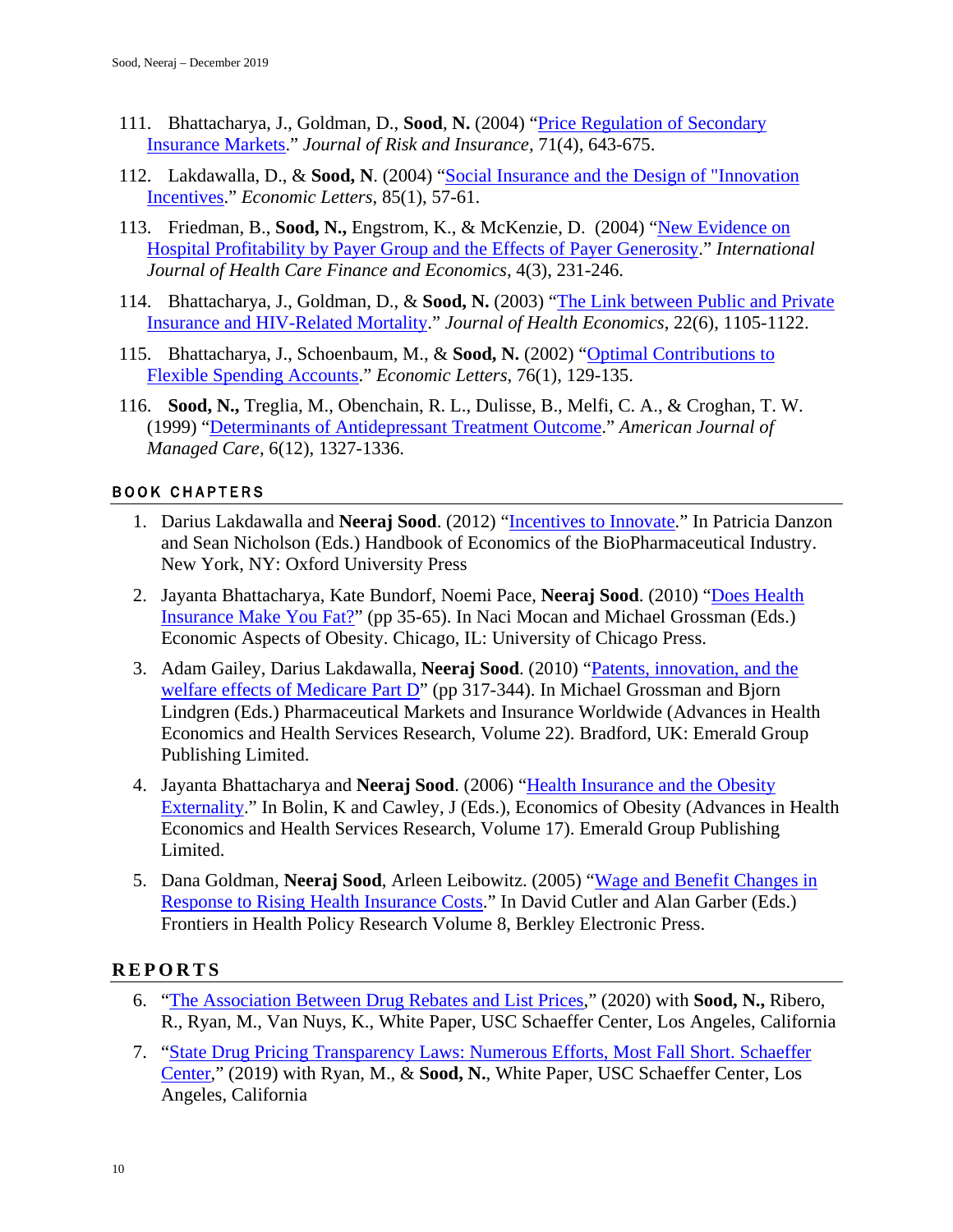111. Bhattacharya, J., Goldman, D., **Sood**, **N.** (2004) "Price Regulation of Secondary Insurance Markets." *Journal of Risk and Insurance*, 71(4), 643-675.

112. Lakdawalla, D., & **Sood, N**. (2004) "Social Insurance and the Design of "Innovation Incentives." *Economic Letters*, 85(1), 57-61.

113. Friedman, B., **Sood, N.,** Engstrom, K., & McKenzie, D. (2004) "New Evidence on Hospital Profitability by Payer Group and the Effects of Payer Generosity." *International Journal of Health Care Finance and Economics*, 4(3), 231-246.

114. Bhattacharya, J., Goldman, D., & **Sood, N.** (2003) "The Link between Public and Private Insurance and HIV-Related Mortality." *Journal of Health Economics*, 22(6), 1105-1122.

115. Bhattacharya, J., Schoenbaum, M., & **Sood, N.** (2002) "Optimal Contributions to Flexible Spending Accounts." *Economic Letters*, 76(1), 129-135.

116. **Sood, N.,** Treglia, M., Obenchain, R. L., Dulisse, B., Melfi, C. A., & Croghan, T. W. (1999) "Determinants of Antidepressant Treatment Outcome." *American Journal of Managed Care*, 6(12), 1327-1336.

## BOOK CHAPTERS

1. Darius Lakdawalla and **Neeraj Sood**. (2012) "Incentives to Innovate." In Patricia Danzon and Sean Nicholson (Eds.) Handbook of Economics of the BioPharmaceutical Industry. New York, NY: Oxford University Press

2. Jayanta Bhattacharya, Kate Bundorf, Noemi Pace, **Neeraj Sood**. (2010) "Does Health Insurance Make You Fat?" (pp 35-65). In Naci Mocan and Michael Grossman (Eds.) Economic Aspects of Obesity. Chicago, IL: University of Chicago Press.

3. Adam Gailey, Darius Lakdawalla, **Neeraj Sood**. (2010) "Patents, innovation, and the welfare effects of Medicare Part D" (pp 317-344). In Michael Grossman and Bjorn Lindgren (Eds.) Pharmaceutical Markets and Insurance Worldwide (Advances in Health Economics and Health Services Research, Volume 22). Bradford, UK: Emerald Group Publishing Limited.

4. Jayanta Bhattacharya and **Neeraj Sood**. (2006) "Health Insurance and the Obesity Externality." In Bolin, K and Cawley, J (Eds.), Economics of Obesity (Advances in Health Economics and Health Services Research, Volume 17). Emerald Group Publishing Limited.

5. Dana Goldman, **Neeraj Sood**, Arleen Leibowitz. (2005) "Wage and Benefit Changes in Response to Rising Health Insurance Costs." In David Cutler and Alan Garber (Eds.) Frontiers in Health Policy Research Volume 8, Berkley Electronic Press.

## REPORTS

6. "The Association Between Drug Rebates and List Prices," (2020) with **Sood, N.,** Ribero, R., Ryan, M., Van Nuys, K., White Paper, USC Schaeffer Center, Los Angeles, California

7. "State Drug Pricing Transparency Laws: Numerous Efforts, Most Fall Short. Schaeffer Center," (2019) with Ryan, M., & **Sood, N.**, White Paper, USC Schaeffer Center, Los Angeles, California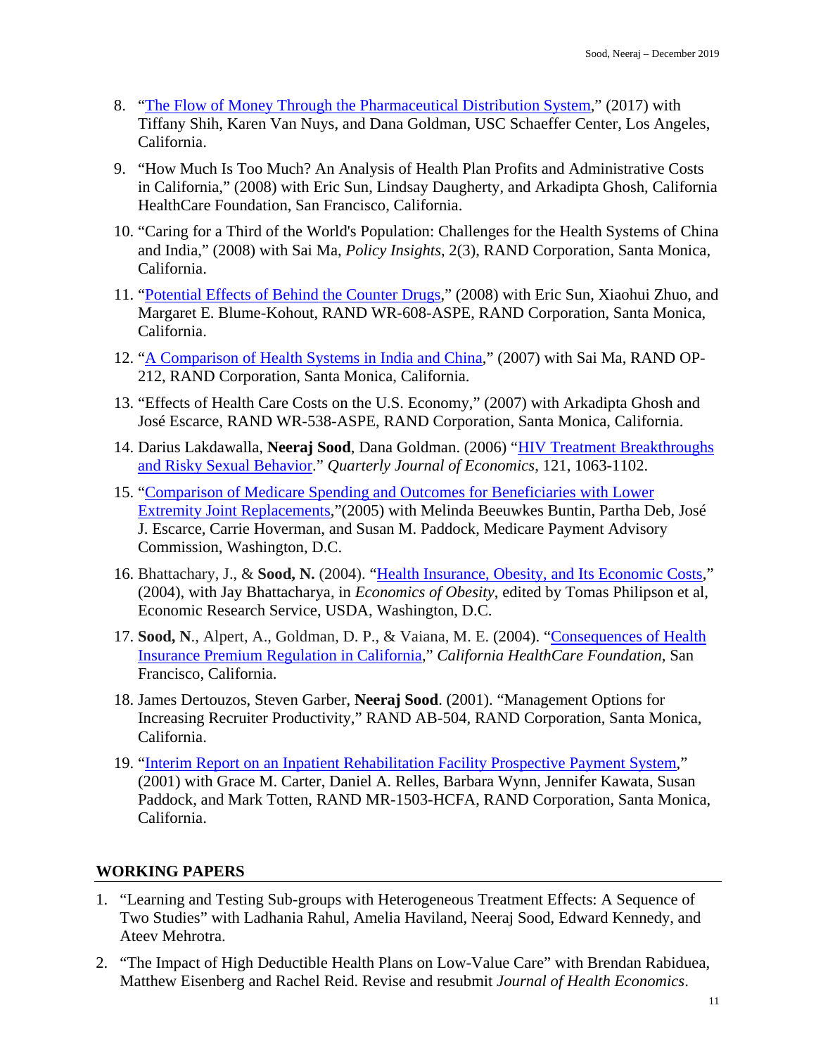8. "The Flow of Money Through the Pharmaceutical Distribution System," (2017) with Tiffany Shih, Karen Van Nuys, and Dana Goldman, USC Schaeffer Center, Los Angeles, California.

9. "How Much Is Too Much? An Analysis of Health Plan Profits and Administrative Costs in California," (2008) with Eric Sun, Lindsay Daugherty, and Arkadipta Ghosh, California HealthCare Foundation, San Francisco, California.

10. "Caring for a Third of the World's Population: Challenges for the Health Systems of China and India," (2008) with Sai Ma, *Policy Insights*, 2(3), RAND Corporation, Santa Monica, California.

11. "Potential Effects of Behind the Counter Drugs," (2008) with Eric Sun, Xiaohui Zhuo, and Margaret E. Blume-Kohout, RAND WR-608-ASPE, RAND Corporation, Santa Monica, California.

12. "A Comparison of Health Systems in India and China," (2007) with Sai Ma, RAND OP-212, RAND Corporation, Santa Monica, California.

13. "Effects of Health Care Costs on the U.S. Economy," (2007) with Arkadipta Ghosh and José Escarce, RAND WR-538-ASPE, RAND Corporation, Santa Monica, California.

14. Darius Lakdawalla, **Neeraj Sood**, Dana Goldman. (2006) "HIV Treatment Breakthroughs and Risky Sexual Behavior." *Quarterly Journal of Economics*, 121, 1063-1102.

15. "Comparison of Medicare Spending and Outcomes for Beneficiaries with Lower Extremity Joint Replacements,"(2005) with Melinda Beeuwkes Buntin, Partha Deb, José J. Escarce, Carrie Hoverman, and Susan M. Paddock, Medicare Payment Advisory Commission, Washington, D.C.

16. Bhattachary, J., & **Sood, N.** (2004). "Health Insurance, Obesity, and Its Economic Costs," (2004), with Jay Bhattacharya, in *Economics of Obesity*, edited by Tomas Philipson et al, Economic Research Service, USDA, Washington, D.C.

17. **Sood, N**., Alpert, A., Goldman, D. P., & Vaiana, M. E. (2004). "Consequences of Health Insurance Premium Regulation in California," *California HealthCare Foundation*, San Francisco, California.

18. James Dertouzos, Steven Garber, **Neeraj Sood**. (2001). "Management Options for Increasing Recruiter Productivity," RAND AB-504, RAND Corporation, Santa Monica, California.

19. "Interim Report on an Inpatient Rehabilitation Facility Prospective Payment System," (2001) with Grace M. Carter, Daniel A. Relles, Barbara Wynn, Jennifer Kawata, Susan Paddock, and Mark Totten, RAND MR-1503-HCFA, RAND Corporation, Santa Monica, California.

## WORKING PAPERS

1. "Learning and Testing Sub-groups with Heterogeneous Treatment Effects: A Sequence of Two Studies" with Ladhania Rahul, Amelia Haviland, Neeraj Sood, Edward Kennedy, and Ateev Mehrotra.

2. "The Impact of High Deductible Health Plans on Low-Value Care" with Brendan Rabiduea, Matthew Eisenberg and Rachel Reid. Revise and resubmit *Journal of Health Economics*.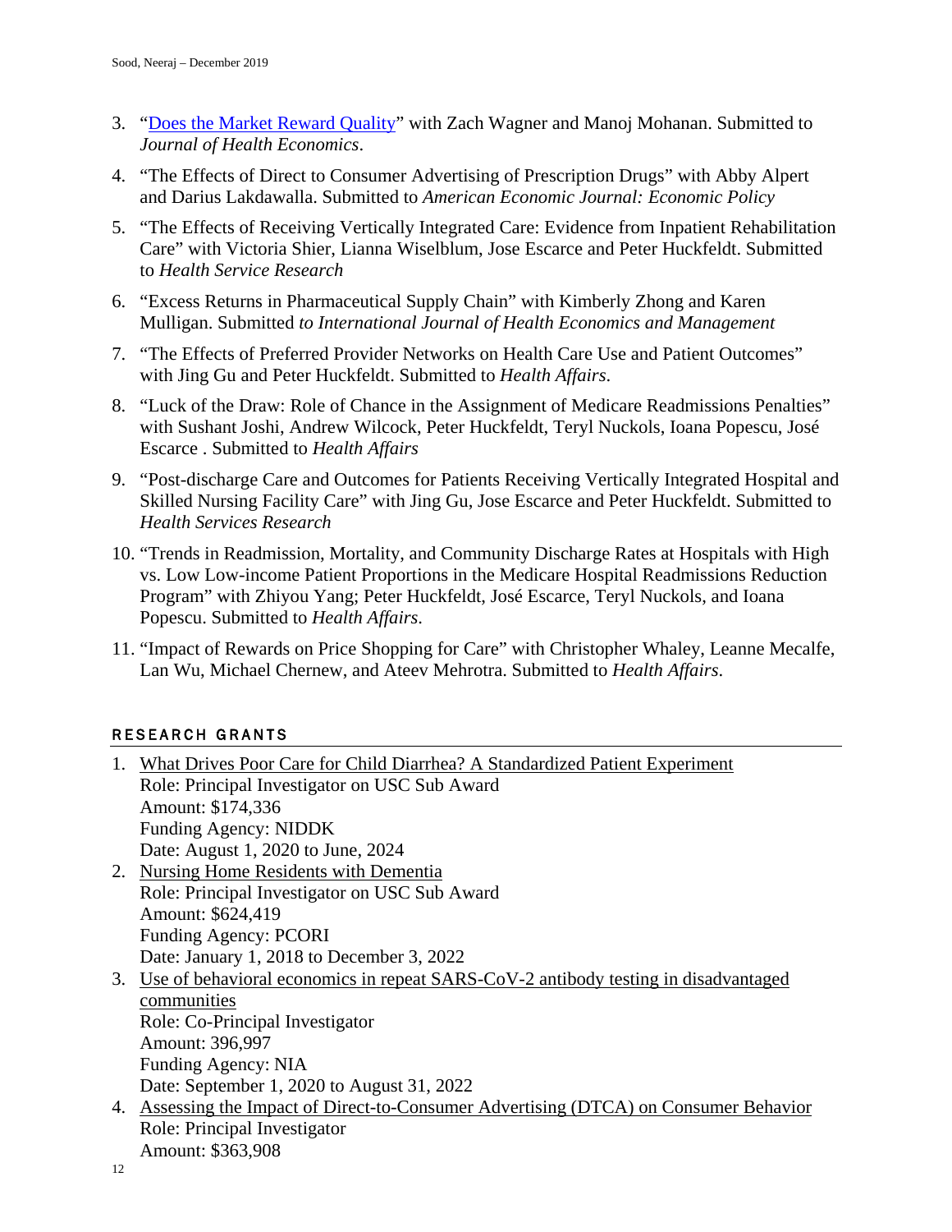3. "[Does the Market Reward Quality]" with Zach Wagner and Manoj Mohanan. Submitted to *Journal of Health Economics*.

4. "The Effects of Direct to Consumer Advertising of Prescription Drugs" with Abby Alpert and Darius Lakdawalla. Submitted to *American Economic Journal: Economic Policy*

5. "The Effects of Receiving Vertically Integrated Care: Evidence from Inpatient Rehabilitation Care" with Victoria Shier, Lianna Wiselblum, Jose Escarce and Peter Huckfeldt. Submitted to *Health Service Research*

6. "Excess Returns in Pharmaceutical Supply Chain" with Kimberly Zhong and Karen Mulligan. Submitted *to International Journal of Health Economics and Management*

7. "The Effects of Preferred Provider Networks on Health Care Use and Patient Outcomes" with Jing Gu and Peter Huckfeldt. Submitted to *Health Affairs*.

8. "Luck of the Draw: Role of Chance in the Assignment of Medicare Readmissions Penalties" with Sushant Joshi, Andrew Wilcock, Peter Huckfeldt, Teryl Nuckols, Ioana Popescu, José Escarce . Submitted to *Health Affairs*

9. "Post-discharge Care and Outcomes for Patients Receiving Vertically Integrated Hospital and Skilled Nursing Facility Care" with Jing Gu, Jose Escarce and Peter Huckfeldt. Submitted to *Health Services Research*

10. "Trends in Readmission, Mortality, and Community Discharge Rates at Hospitals with High vs. Low Low-income Patient Proportions in the Medicare Hospital Readmissions Reduction Program" with Zhiyou Yang; Peter Huckfeldt, José Escarce, Teryl Nuckols, and Ioana Popescu. Submitted to *Health Affairs*.

11. "Impact of Rewards on Price Shopping for Care" with Christopher Whaley, Leanne Mecalfe, Lan Wu, Michael Chernew, and Ateev Mehrotra. Submitted to *Health Affairs*.

## RESEARCH GRANTS

1. What Drives Poor Care for Child Diarrhea? A Standardized Patient Experiment
   Role: Principal Investigator on USC Sub Award
   Amount: $174,336
   Funding Agency: NIDDK
   Date: August 1, 2020 to June, 2024
2. Nursing Home Residents with Dementia
   Role: Principal Investigator on USC Sub Award
   Amount: $624,419
   Funding Agency: PCORI
   Date: January 1, 2018 to December 3, 2022
3. Use of behavioral economics in repeat SARS-CoV-2 antibody testing in disadvantaged communities
   Role: Co-Principal Investigator
   Amount: 396,997
   Funding Agency: NIA
   Date: September 1, 2020 to August 31, 2022
4. Assessing the Impact of Direct-to-Consumer Advertising (DTCA) on Consumer Behavior
   Role: Principal Investigator
   Amount: $363,908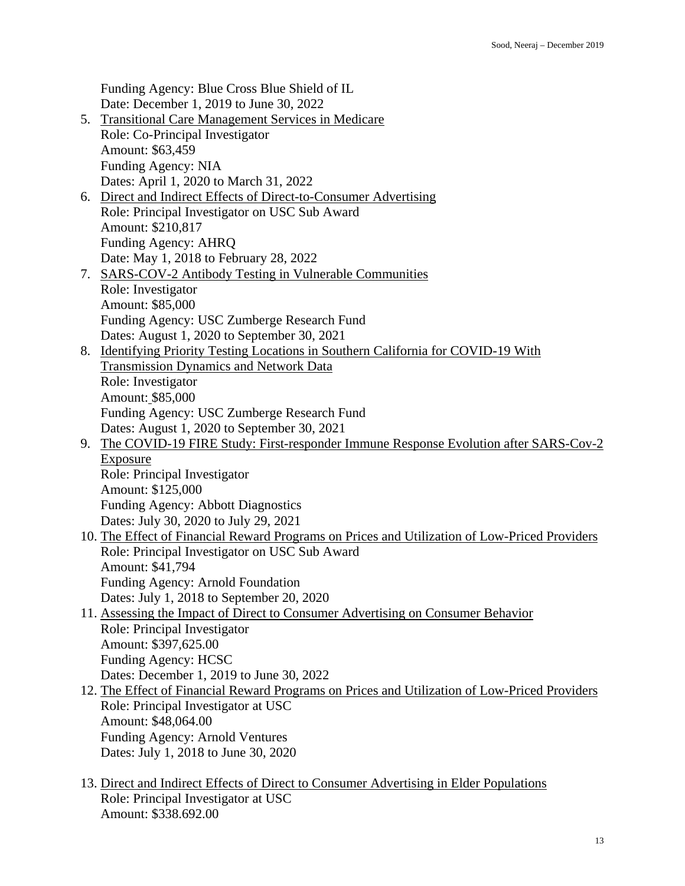Funding Agency: Blue Cross Blue Shield of IL
Date: December 1, 2019 to June 30, 2022

5. Transitional Care Management Services in Medicare
   Role: Co-Principal Investigator
   Amount: $63,459
   Funding Agency: NIA
   Dates: April 1, 2020 to March 31, 2022
6. Direct and Indirect Effects of Direct-to-Consumer Advertising
   Role: Principal Investigator on USC Sub Award
   Amount: $210,817
   Funding Agency: AHRQ
   Date: May 1, 2018 to February 28, 2022
7. SARS-COV-2 Antibody Testing in Vulnerable Communities
   Role: Investigator
   Amount: $85,000
   Funding Agency: USC Zumberge Research Fund
   Dates: August 1, 2020 to September 30, 2021
8. Identifying Priority Testing Locations in Southern California for COVID-19 With Transmission Dynamics and Network Data
   Role: Investigator
   Amount: $85,000
   Funding Agency: USC Zumberge Research Fund
   Dates: August 1, 2020 to September 30, 2021
9. The COVID-19 FIRE Study: First-responder Immune Response Evolution after SARS-Cov-2 Exposure
   Role: Principal Investigator
   Amount: $125,000
   Funding Agency: Abbott Diagnostics
   Dates: July 30, 2020 to July 29, 2021
10. The Effect of Financial Reward Programs on Prices and Utilization of Low-Priced Providers
    Role: Principal Investigator on USC Sub Award
    Amount: $41,794
    Funding Agency: Arnold Foundation
    Dates: July 1, 2018 to September 20, 2020
11. Assessing the Impact of Direct to Consumer Advertising on Consumer Behavior
    Role: Principal Investigator
    Amount: $397,625.00
    Funding Agency: HCSC
    Dates: December 1, 2019 to June 30, 2022
12. The Effect of Financial Reward Programs on Prices and Utilization of Low-Priced Providers
    Role: Principal Investigator at USC
    Amount: $48,064.00
    Funding Agency: Arnold Ventures
    Dates: July 1, 2018 to June 30, 2020
13. Direct and Indirect Effects of Direct to Consumer Advertising in Elder Populations
    Role: Principal Investigator at USC
    Amount: $338.692.00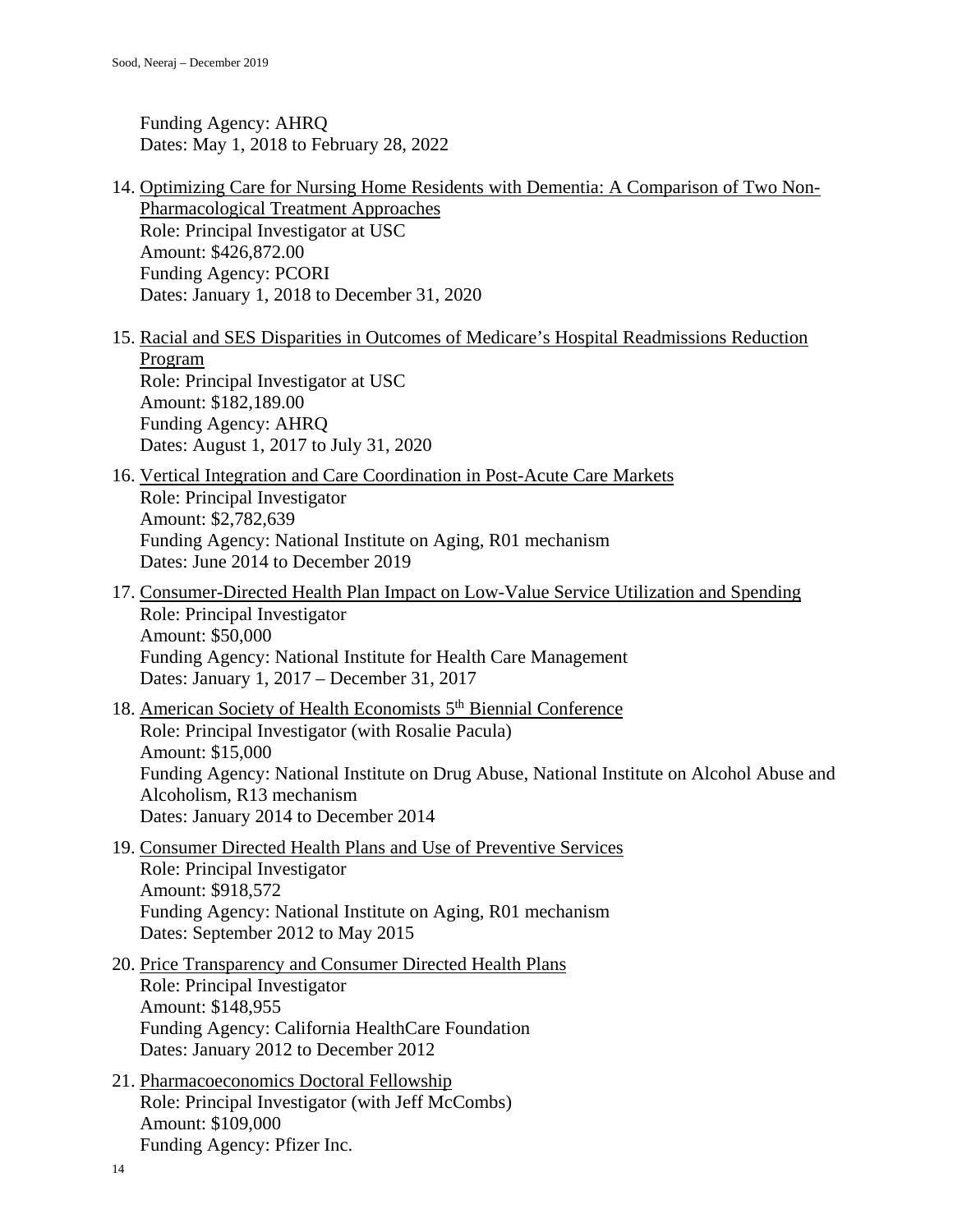Funding Agency: AHRQ
Dates: May 1, 2018 to February 28, 2022

14. Optimizing Care for Nursing Home Residents with Dementia: A Comparison of Two Non-Pharmacological Treatment Approaches
    Role: Principal Investigator at USC
    Amount: $426,872.00
    Funding Agency: PCORI
    Dates: January 1, 2018 to December 31, 2020

15. Racial and SES Disparities in Outcomes of Medicare's Hospital Readmissions Reduction Program
    Role: Principal Investigator at USC
    Amount: $182,189.00
    Funding Agency: AHRQ
    Dates: August 1, 2017 to July 31, 2020

16. Vertical Integration and Care Coordination in Post-Acute Care Markets
    Role: Principal Investigator
    Amount: $2,782,639
    Funding Agency: National Institute on Aging, R01 mechanism
    Dates: June 2014 to December 2019

17. Consumer-Directed Health Plan Impact on Low-Value Service Utilization and Spending
    Role: Principal Investigator
    Amount: $50,000
    Funding Agency: National Institute for Health Care Management
    Dates: January 1, 2017 – December 31, 2017

18. American Society of Health Economists 5th Biennial Conference
    Role: Principal Investigator (with Rosalie Pacula)
    Amount: $15,000
    Funding Agency: National Institute on Drug Abuse, National Institute on Alcohol Abuse and Alcoholism, R13 mechanism
    Dates: January 2014 to December 2014

19. Consumer Directed Health Plans and Use of Preventive Services
    Role: Principal Investigator
    Amount: $918,572
    Funding Agency: National Institute on Aging, R01 mechanism
    Dates: September 2012 to May 2015

20. Price Transparency and Consumer Directed Health Plans
    Role: Principal Investigator
    Amount: $148,955
    Funding Agency: California HealthCare Foundation
    Dates: January 2012 to December 2012

21. Pharmacoeconomics Doctoral Fellowship
    Role: Principal Investigator (with Jeff McCombs)
    Amount: $109,000
    Funding Agency: Pfizer Inc.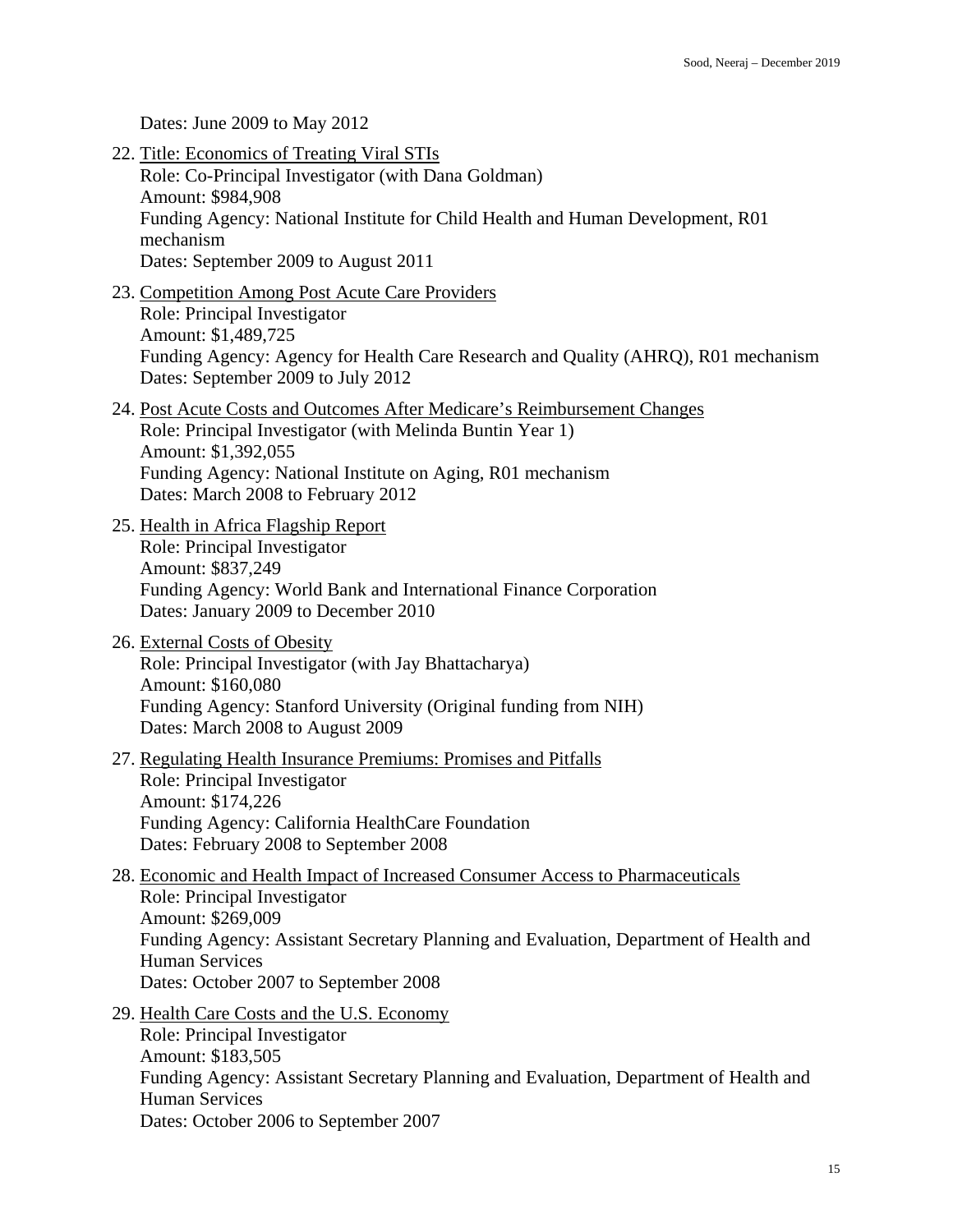Dates: June 2009 to May 2012

22. Title: Economics of Treating Viral STIs
    Role: Co-Principal Investigator (with Dana Goldman)
    Amount: $984,908
    Funding Agency: National Institute for Child Health and Human Development, R01 mechanism
    Dates: September 2009 to August 2011

23. Competition Among Post Acute Care Providers
    Role: Principal Investigator
    Amount: $1,489,725
    Funding Agency: Agency for Health Care Research and Quality (AHRQ), R01 mechanism
    Dates: September 2009 to July 2012

24. Post Acute Costs and Outcomes After Medicare's Reimbursement Changes
    Role: Principal Investigator (with Melinda Buntin Year 1)
    Amount: $1,392,055
    Funding Agency: National Institute on Aging, R01 mechanism
    Dates: March 2008 to February 2012

25. Health in Africa Flagship Report
    Role: Principal Investigator
    Amount: $837,249
    Funding Agency: World Bank and International Finance Corporation
    Dates: January 2009 to December 2010

26. External Costs of Obesity
    Role: Principal Investigator (with Jay Bhattacharya)
    Amount: $160,080
    Funding Agency: Stanford University (Original funding from NIH)
    Dates: March 2008 to August 2009

27. Regulating Health Insurance Premiums: Promises and Pitfalls
    Role: Principal Investigator
    Amount: $174,226
    Funding Agency: California HealthCare Foundation
    Dates: February 2008 to September 2008

28. Economic and Health Impact of Increased Consumer Access to Pharmaceuticals
    Role: Principal Investigator
    Amount: $269,009
    Funding Agency: Assistant Secretary Planning and Evaluation, Department of Health and Human Services
    Dates: October 2007 to September 2008

29. Health Care Costs and the U.S. Economy
    Role: Principal Investigator
    Amount: $183,505
    Funding Agency: Assistant Secretary Planning and Evaluation, Department of Health and Human Services
    Dates: October 2006 to September 2007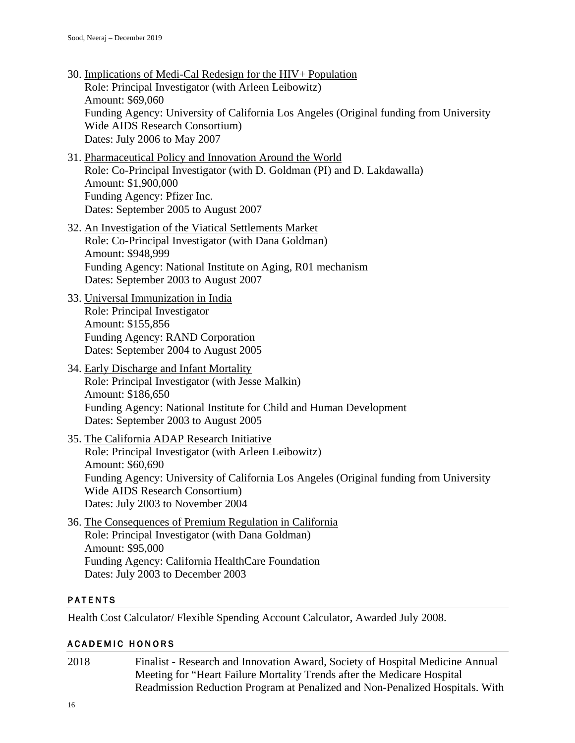30. <u>Implications of Medi-Cal Redesign for the HIV+ Population</u>
    Role: Principal Investigator (with Arleen Leibowitz)
    Amount: $69,060
    Funding Agency: University of California Los Angeles (Original funding from University Wide AIDS Research Consortium)
    Dates: July 2006 to May 2007

31. <u>Pharmaceutical Policy and Innovation Around the World</u>
    Role: Co-Principal Investigator (with D. Goldman (PI) and D. Lakdawalla)
    Amount: $1,900,000
    Funding Agency: Pfizer Inc.
    Dates: September 2005 to August 2007

32. <u>An Investigation of the Viatical Settlements Market</u>
    Role: Co-Principal Investigator (with Dana Goldman)
    Amount: $948,999
    Funding Agency: National Institute on Aging, R01 mechanism
    Dates: September 2003 to August 2007

33. <u>Universal Immunization in India</u>
    Role: Principal Investigator
    Amount: $155,856
    Funding Agency: RAND Corporation
    Dates: September 2004 to August 2005

34. <u>Early Discharge and Infant Mortality</u>
    Role: Principal Investigator (with Jesse Malkin)
    Amount: $186,650
    Funding Agency: National Institute for Child and Human Development
    Dates: September 2003 to August 2005

35. <u>The California ADAP Research Initiative</u>
    Role: Principal Investigator (with Arleen Leibowitz)
    Amount: $60,690
    Funding Agency: University of California Los Angeles (Original funding from University Wide AIDS Research Consortium)
    Dates: July 2003 to November 2004

36. <u>The Consequences of Premium Regulation in California</u>
    Role: Principal Investigator (with Dana Goldman)
    Amount: $95,000
    Funding Agency: California HealthCare Foundation
    Dates: July 2003 to December 2003

## PATENTS

Health Cost Calculator/ Flexible Spending Account Calculator, Awarded July 2008.

## ACADEMIC HONORS

2018 Finalist - Research and Innovation Award, Society of Hospital Medicine Annual Meeting for "Heart Failure Mortality Trends after the Medicare Hospital Readmission Reduction Program at Penalized and Non-Penalized Hospitals. With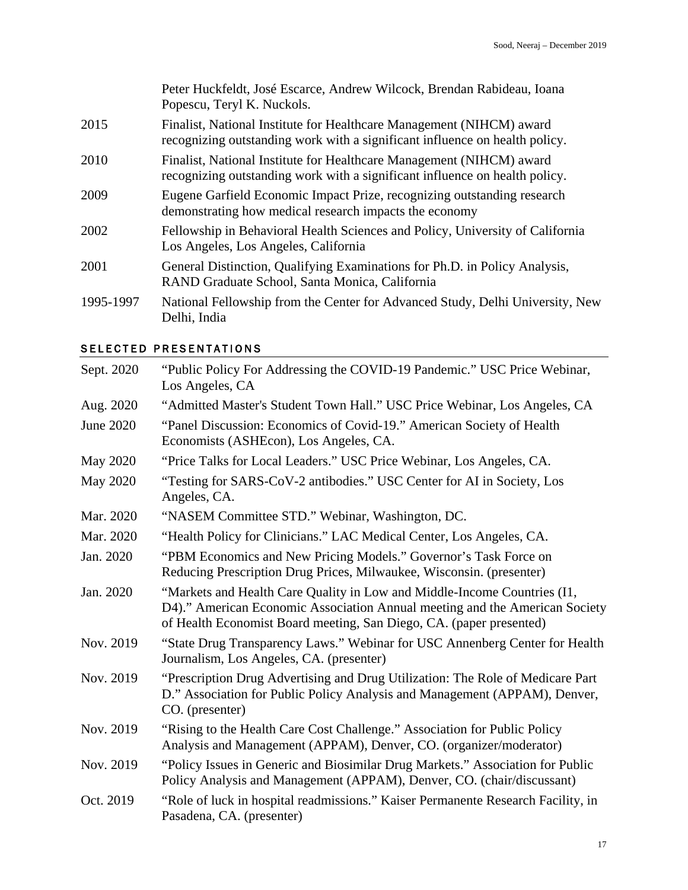Peter Huckfeldt, José Escarce, Andrew Wilcock, Brendan Rabideau, Ioana Popescu, Teryl K. Nuckols.

| | |
|---|---|
| 2015 | Finalist, National Institute for Healthcare Management (NIHCM) award recognizing outstanding work with a significant influence on health policy. |
| 2010 | Finalist, National Institute for Healthcare Management (NIHCM) award recognizing outstanding work with a significant influence on health policy. |
| 2009 | Eugene Garfield Economic Impact Prize, recognizing outstanding research demonstrating how medical research impacts the economy |
| 2002 | Fellowship in Behavioral Health Sciences and Policy, University of California Los Angeles, Los Angeles, California |
| 2001 | General Distinction, Qualifying Examinations for Ph.D. in Policy Analysis, RAND Graduate School, Santa Monica, California |
| 1995-1997 | National Fellowship from the Center for Advanced Study, Delhi University, New Delhi, India |

## SELECTED PRESENTATIONS

| | |
|---|---|
| Sept. 2020 | "Public Policy For Addressing the COVID-19 Pandemic." USC Price Webinar, Los Angeles, CA |
| Aug. 2020 | "Admitted Master's Student Town Hall." USC Price Webinar, Los Angeles, CA |
| June 2020 | "Panel Discussion: Economics of Covid-19." American Society of Health Economists (ASHEcon), Los Angeles, CA. |
| May 2020 | "Price Talks for Local Leaders." USC Price Webinar, Los Angeles, CA. |
| May 2020 | "Testing for SARS-CoV-2 antibodies." USC Center for AI in Society, Los Angeles, CA. |
| Mar. 2020 | "NASEM Committee STD." Webinar, Washington, DC. |
| Mar. 2020 | "Health Policy for Clinicians." LAC Medical Center, Los Angeles, CA. |
| Jan. 2020 | "PBM Economics and New Pricing Models." Governor's Task Force on Reducing Prescription Drug Prices, Milwaukee, Wisconsin. (presenter) |
| Jan. 2020 | "Markets and Health Care Quality in Low and Middle-Income Countries (I1, D4)." American Economic Association Annual meeting and the American Society of Health Economist Board meeting, San Diego, CA. (paper presented) |
| Nov. 2019 | "State Drug Transparency Laws." Webinar for USC Annenberg Center for Health Journalism, Los Angeles, CA. (presenter) |
| Nov. 2019 | "Prescription Drug Advertising and Drug Utilization: The Role of Medicare Part D." Association for Public Policy Analysis and Management (APPAM), Denver, CO. (presenter) |
| Nov. 2019 | "Rising to the Health Care Cost Challenge." Association for Public Policy Analysis and Management (APPAM), Denver, CO. (organizer/moderator) |
| Nov. 2019 | "Policy Issues in Generic and Biosimilar Drug Markets." Association for Public Policy Analysis and Management (APPAM), Denver, CO. (chair/discussant) |
| Oct. 2019 | "Role of luck in hospital readmissions." Kaiser Permanente Research Facility, in Pasadena, CA. (presenter) |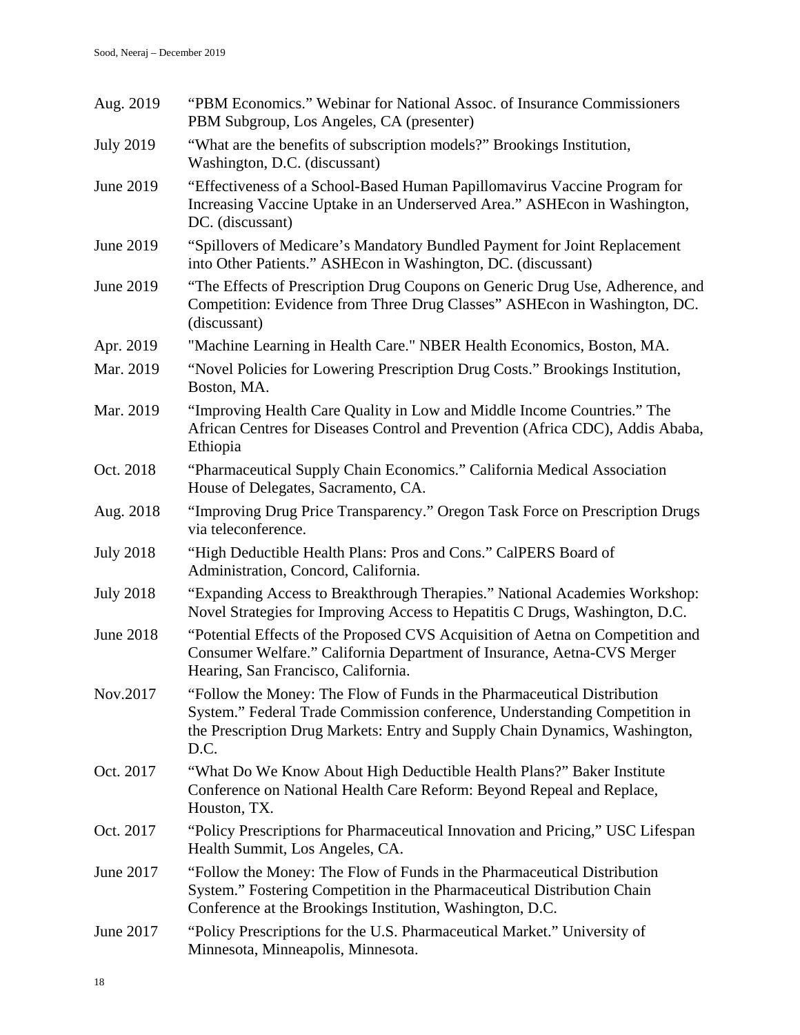| | |
|---|---|
| Aug. 2019 | "PBM Economics." Webinar for National Assoc. of Insurance Commissioners PBM Subgroup, Los Angeles, CA (presenter) |
| July 2019 | "What are the benefits of subscription models?" Brookings Institution, Washington, D.C. (discussant) |
| June 2019 | "Effectiveness of a School-Based Human Papillomavirus Vaccine Program for Increasing Vaccine Uptake in an Underserved Area." ASHEcon in Washington, DC. (discussant) |
| June 2019 | "Spillovers of Medicare's Mandatory Bundled Payment for Joint Replacement into Other Patients." ASHEcon in Washington, DC. (discussant) |
| June 2019 | "The Effects of Prescription Drug Coupons on Generic Drug Use, Adherence, and Competition: Evidence from Three Drug Classes" ASHEcon in Washington, DC. (discussant) |
| Apr. 2019 | "Machine Learning in Health Care." NBER Health Economics, Boston, MA. |
| Mar. 2019 | "Novel Policies for Lowering Prescription Drug Costs." Brookings Institution, Boston, MA. |
| Mar. 2019 | "Improving Health Care Quality in Low and Middle Income Countries." The African Centres for Diseases Control and Prevention (Africa CDC), Addis Ababa, Ethiopia |
| Oct. 2018 | "Pharmaceutical Supply Chain Economics." California Medical Association House of Delegates, Sacramento, CA. |
| Aug. 2018 | "Improving Drug Price Transparency." Oregon Task Force on Prescription Drugs via teleconference. |
| July 2018 | "High Deductible Health Plans: Pros and Cons." CalPERS Board of Administration, Concord, California. |
| July 2018 | "Expanding Access to Breakthrough Therapies." National Academies Workshop: Novel Strategies for Improving Access to Hepatitis C Drugs, Washington, D.C. |
| June 2018 | "Potential Effects of the Proposed CVS Acquisition of Aetna on Competition and Consumer Welfare." California Department of Insurance, Aetna-CVS Merger Hearing, San Francisco, California. |
| Nov.2017 | "Follow the Money: The Flow of Funds in the Pharmaceutical Distribution System." Federal Trade Commission conference, Understanding Competition in the Prescription Drug Markets: Entry and Supply Chain Dynamics, Washington, D.C. |
| Oct. 2017 | "What Do We Know About High Deductible Health Plans?" Baker Institute Conference on National Health Care Reform: Beyond Repeal and Replace, Houston, TX. |
| Oct. 2017 | "Policy Prescriptions for Pharmaceutical Innovation and Pricing," USC Lifespan Health Summit, Los Angeles, CA. |
| June 2017 | "Follow the Money: The Flow of Funds in the Pharmaceutical Distribution System." Fostering Competition in the Pharmaceutical Distribution Chain Conference at the Brookings Institution, Washington, D.C. |
| June 2017 | "Policy Prescriptions for the U.S. Pharmaceutical Market." University of Minnesota, Minneapolis, Minnesota. |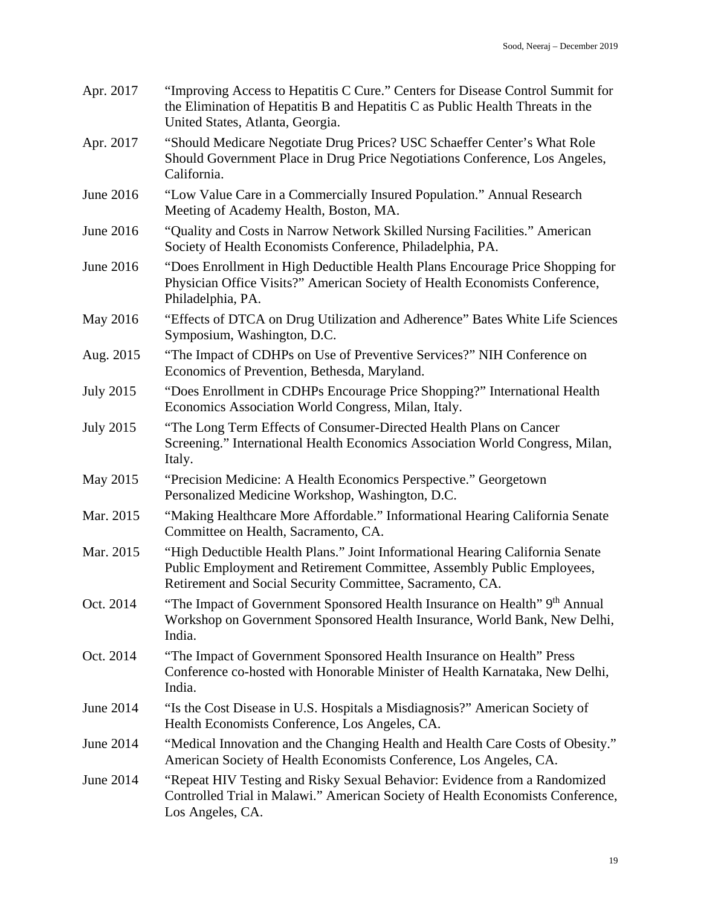Apr. 2017 “Improving Access to Hepatitis C Cure.” Centers for Disease Control Summit for the Elimination of Hepatitis B and Hepatitis C as Public Health Threats in the United States, Atlanta, Georgia.

Apr. 2017 “Should Medicare Negotiate Drug Prices? USC Schaeffer Center’s What Role Should Government Place in Drug Price Negotiations Conference, Los Angeles, California.

June 2016 “Low Value Care in a Commercially Insured Population.” Annual Research Meeting of Academy Health, Boston, MA.

June 2016 “Quality and Costs in Narrow Network Skilled Nursing Facilities.” American Society of Health Economists Conference, Philadelphia, PA.

June 2016 “Does Enrollment in High Deductible Health Plans Encourage Price Shopping for Physician Office Visits?” American Society of Health Economists Conference, Philadelphia, PA.

May 2016 “Effects of DTCA on Drug Utilization and Adherence” Bates White Life Sciences Symposium, Washington, D.C.

Aug. 2015 “The Impact of CDHPs on Use of Preventive Services?” NIH Conference on Economics of Prevention, Bethesda, Maryland.

July 2015 “Does Enrollment in CDHPs Encourage Price Shopping?” International Health Economics Association World Congress, Milan, Italy.

July 2015 “The Long Term Effects of Consumer-Directed Health Plans on Cancer Screening.” International Health Economics Association World Congress, Milan, Italy.

May 2015 “Precision Medicine: A Health Economics Perspective.” Georgetown Personalized Medicine Workshop, Washington, D.C.

Mar. 2015 “Making Healthcare More Affordable.” Informational Hearing California Senate Committee on Health, Sacramento, CA.

Mar. 2015 “High Deductible Health Plans.” Joint Informational Hearing California Senate Public Employment and Retirement Committee, Assembly Public Employees, Retirement and Social Security Committee, Sacramento, CA.

Oct. 2014 “The Impact of Government Sponsored Health Insurance on Health” 9th Annual Workshop on Government Sponsored Health Insurance, World Bank, New Delhi, India.

Oct. 2014 “The Impact of Government Sponsored Health Insurance on Health” Press Conference co-hosted with Honorable Minister of Health Karnataka, New Delhi, India.

June 2014 “Is the Cost Disease in U.S. Hospitals a Misdiagnosis?” American Society of Health Economists Conference, Los Angeles, CA.

June 2014 “Medical Innovation and the Changing Health and Health Care Costs of Obesity.” American Society of Health Economists Conference, Los Angeles, CA.

June 2014 “Repeat HIV Testing and Risky Sexual Behavior: Evidence from a Randomized Controlled Trial in Malawi.” American Society of Health Economists Conference, Los Angeles, CA.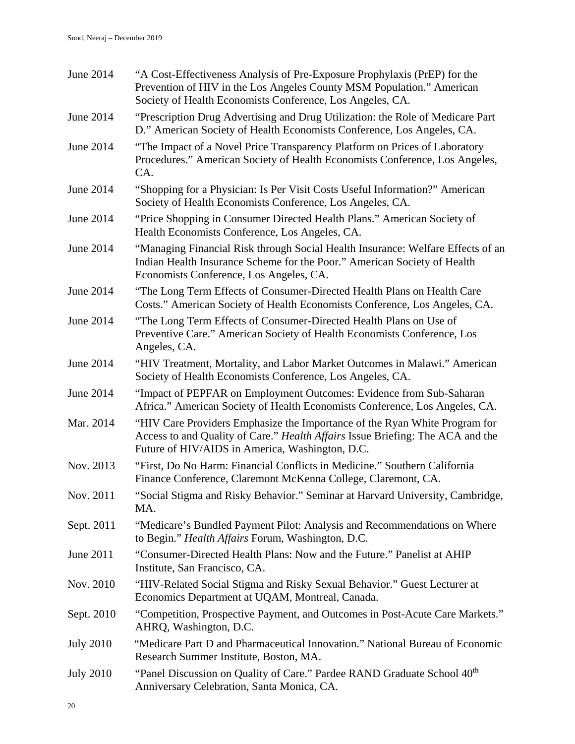June 2014 “A Cost-Effectiveness Analysis of Pre-Exposure Prophylaxis (PrEP) for the Prevention of HIV in the Los Angeles County MSM Population.” American Society of Health Economists Conference, Los Angeles, CA.

June 2014 “Prescription Drug Advertising and Drug Utilization: the Role of Medicare Part D.” American Society of Health Economists Conference, Los Angeles, CA.

June 2014 “The Impact of a Novel Price Transparency Platform on Prices of Laboratory Procedures.” American Society of Health Economists Conference, Los Angeles, CA.

June 2014 “Shopping for a Physician: Is Per Visit Costs Useful Information?” American Society of Health Economists Conference, Los Angeles, CA.

June 2014 “Price Shopping in Consumer Directed Health Plans.” American Society of Health Economists Conference, Los Angeles, CA.

June 2014 “Managing Financial Risk through Social Health Insurance: Welfare Effects of an Indian Health Insurance Scheme for the Poor.” American Society of Health Economists Conference, Los Angeles, CA.

June 2014 “The Long Term Effects of Consumer-Directed Health Plans on Health Care Costs.” American Society of Health Economists Conference, Los Angeles, CA.

June 2014 “The Long Term Effects of Consumer-Directed Health Plans on Use of Preventive Care.” American Society of Health Economists Conference, Los Angeles, CA.

June 2014 “HIV Treatment, Mortality, and Labor Market Outcomes in Malawi.” American Society of Health Economists Conference, Los Angeles, CA.

June 2014 “Impact of PEPFAR on Employment Outcomes: Evidence from Sub-Saharan Africa.” American Society of Health Economists Conference, Los Angeles, CA.

Mar. 2014 “HIV Care Providers Emphasize the Importance of the Ryan White Program for Access to and Quality of Care.” *Health Affairs* Issue Briefing: The ACA and the Future of HIV/AIDS in America, Washington, D.C.

Nov. 2013 “First, Do No Harm: Financial Conflicts in Medicine.” Southern California Finance Conference, Claremont McKenna College, Claremont, CA.

Nov. 2011 “Social Stigma and Risky Behavior.” Seminar at Harvard University, Cambridge, MA.

Sept. 2011 “Medicare’s Bundled Payment Pilot: Analysis and Recommendations on Where to Begin.” *Health Affairs* Forum, Washington, D.C.

June 2011 “Consumer-Directed Health Plans: Now and the Future.” Panelist at AHIP Institute, San Francisco, CA.

Nov. 2010 “HIV-Related Social Stigma and Risky Sexual Behavior.” Guest Lecturer at Economics Department at UQAM, Montreal, Canada.

Sept. 2010 “Competition, Prospective Payment, and Outcomes in Post-Acute Care Markets.” AHRQ, Washington, D.C.

July 2010 “Medicare Part D and Pharmaceutical Innovation.” National Bureau of Economic Research Summer Institute, Boston, MA.

July 2010 “Panel Discussion on Quality of Care.” Pardee RAND Graduate School 40th Anniversary Celebration, Santa Monica, CA.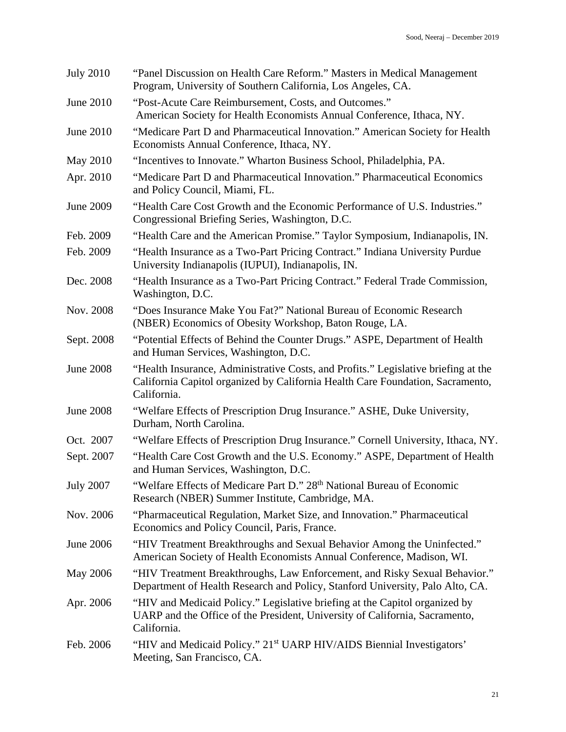| | |
|---|---|
| July 2010 | "Panel Discussion on Health Care Reform." Masters in Medical Management Program, University of Southern California, Los Angeles, CA. |
| June 2010 | "Post-Acute Care Reimbursement, Costs, and Outcomes." American Society for Health Economists Annual Conference, Ithaca, NY. |
| June 2010 | "Medicare Part D and Pharmaceutical Innovation." American Society for Health Economists Annual Conference, Ithaca, NY. |
| May 2010 | "Incentives to Innovate." Wharton Business School, Philadelphia, PA. |
| Apr. 2010 | "Medicare Part D and Pharmaceutical Innovation." Pharmaceutical Economics and Policy Council, Miami, FL. |
| June 2009 | "Health Care Cost Growth and the Economic Performance of U.S. Industries." Congressional Briefing Series, Washington, D.C. |
| Feb. 2009 | "Health Care and the American Promise." Taylor Symposium, Indianapolis, IN. |
| Feb. 2009 | "Health Insurance as a Two-Part Pricing Contract." Indiana University Purdue University Indianapolis (IUPUI), Indianapolis, IN. |
| Dec. 2008 | "Health Insurance as a Two-Part Pricing Contract." Federal Trade Commission, Washington, D.C. |
| Nov. 2008 | "Does Insurance Make You Fat?" National Bureau of Economic Research (NBER) Economics of Obesity Workshop, Baton Rouge, LA. |
| Sept. 2008 | "Potential Effects of Behind the Counter Drugs." ASPE, Department of Health and Human Services, Washington, D.C. |
| June 2008 | "Health Insurance, Administrative Costs, and Profits." Legislative briefing at the California Capitol organized by California Health Care Foundation, Sacramento, California. |
| June 2008 | "Welfare Effects of Prescription Drug Insurance." ASHE, Duke University, Durham, North Carolina. |
| Oct. 2007 | "Welfare Effects of Prescription Drug Insurance." Cornell University, Ithaca, NY. |
| Sept. 2007 | "Health Care Cost Growth and the U.S. Economy." ASPE, Department of Health and Human Services, Washington, D.C. |
| July 2007 | "Welfare Effects of Medicare Part D." 28th National Bureau of Economic Research (NBER) Summer Institute, Cambridge, MA. |
| Nov. 2006 | "Pharmaceutical Regulation, Market Size, and Innovation." Pharmaceutical Economics and Policy Council, Paris, France. |
| June 2006 | "HIV Treatment Breakthroughs and Sexual Behavior Among the Uninfected." American Society of Health Economists Annual Conference, Madison, WI. |
| May 2006 | "HIV Treatment Breakthroughs, Law Enforcement, and Risky Sexual Behavior." Department of Health Research and Policy, Stanford University, Palo Alto, CA. |
| Apr. 2006 | "HIV and Medicaid Policy." Legislative briefing at the Capitol organized by UARP and the Office of the President, University of California, Sacramento, California. |
| Feb. 2006 | "HIV and Medicaid Policy." 21st UARP HIV/AIDS Biennial Investigators' Meeting, San Francisco, CA. |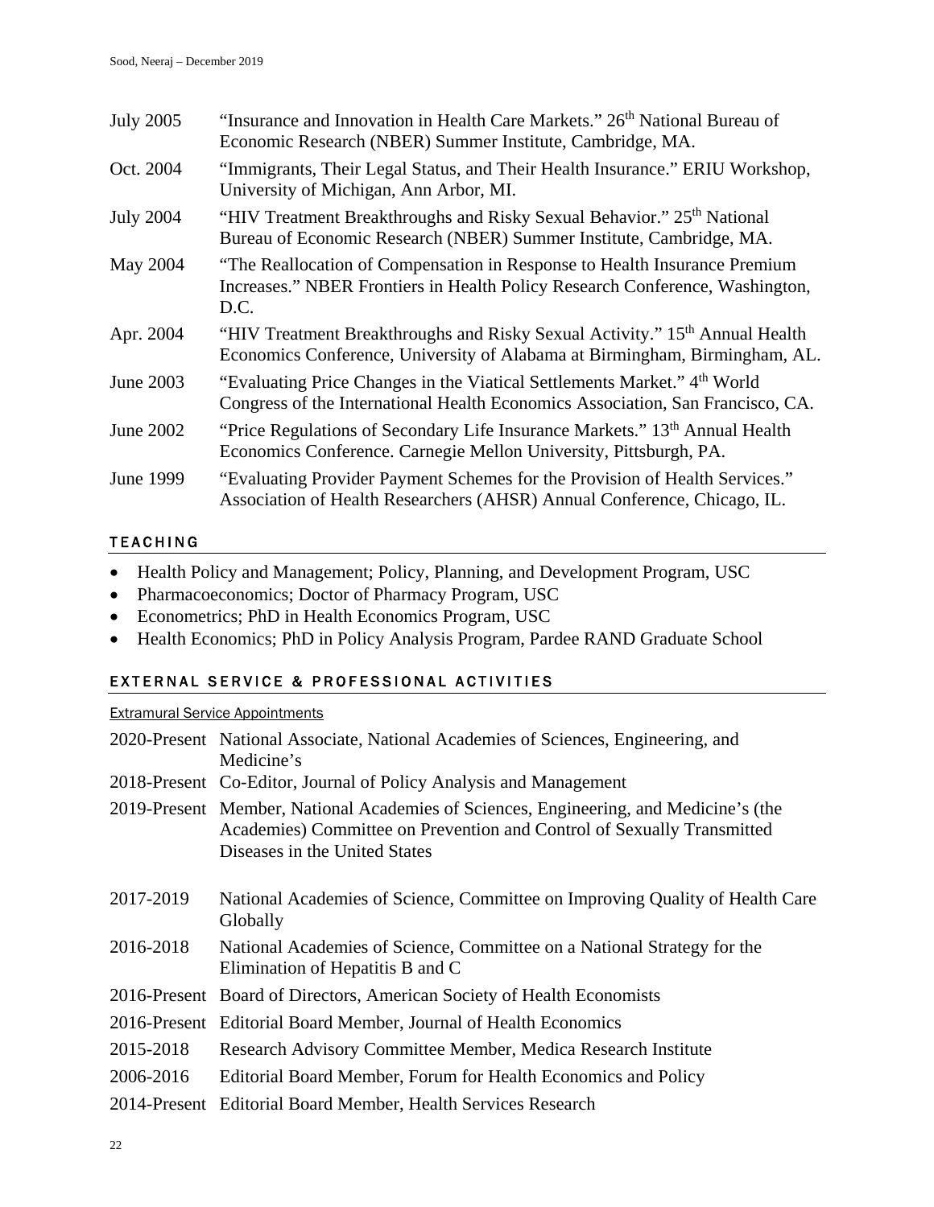| | |
|---|---|
| July 2005 | "Insurance and Innovation in Health Care Markets." 26th National Bureau of Economic Research (NBER) Summer Institute, Cambridge, MA. |
| Oct. 2004 | "Immigrants, Their Legal Status, and Their Health Insurance." ERIU Workshop, University of Michigan, Ann Arbor, MI. |
| July 2004 | "HIV Treatment Breakthroughs and Risky Sexual Behavior." 25th National Bureau of Economic Research (NBER) Summer Institute, Cambridge, MA. |
| May 2004 | "The Reallocation of Compensation in Response to Health Insurance Premium Increases." NBER Frontiers in Health Policy Research Conference, Washington, D.C. |
| Apr. 2004 | "HIV Treatment Breakthroughs and Risky Sexual Activity." 15th Annual Health Economics Conference, University of Alabama at Birmingham, Birmingham, AL. |
| June 2003 | "Evaluating Price Changes in the Viatical Settlements Market." 4th World Congress of the International Health Economics Association, San Francisco, CA. |
| June 2002 | "Price Regulations of Secondary Life Insurance Markets." 13th Annual Health Economics Conference. Carnegie Mellon University, Pittsburgh, PA. |
| June 1999 | "Evaluating Provider Payment Schemes for the Provision of Health Services." Association of Health Researchers (AHSR) Annual Conference, Chicago, IL. |

## TEACHING

- Health Policy and Management; Policy, Planning, and Development Program, USC
- Pharmacoeconomics; Doctor of Pharmacy Program, USC
- Econometrics; PhD in Health Economics Program, USC
- Health Economics; PhD in Policy Analysis Program, Pardee RAND Graduate School

## EXTERNAL SERVICE & PROFESSIONAL ACTIVITIES

### Extramural Service Appointments

| | |
|---|---|
| 2020-Present | National Associate, National Academies of Sciences, Engineering, and Medicine's |
| 2018-Present | Co-Editor, Journal of Policy Analysis and Management |
| 2019-Present | Member, National Academies of Sciences, Engineering, and Medicine's (the Academies) Committee on Prevention and Control of Sexually Transmitted Diseases in the United States |
| 2017-2019 | National Academies of Science, Committee on Improving Quality of Health Care Globally |
| 2016-2018 | National Academies of Science, Committee on a National Strategy for the Elimination of Hepatitis B and C |
| 2016-Present | Board of Directors, American Society of Health Economists |
| 2016-Present | Editorial Board Member, Journal of Health Economics |
| 2015-2018 | Research Advisory Committee Member, Medica Research Institute |
| 2006-2016 | Editorial Board Member, Forum for Health Economics and Policy |
| 2014-Present | Editorial Board Member, Health Services Research |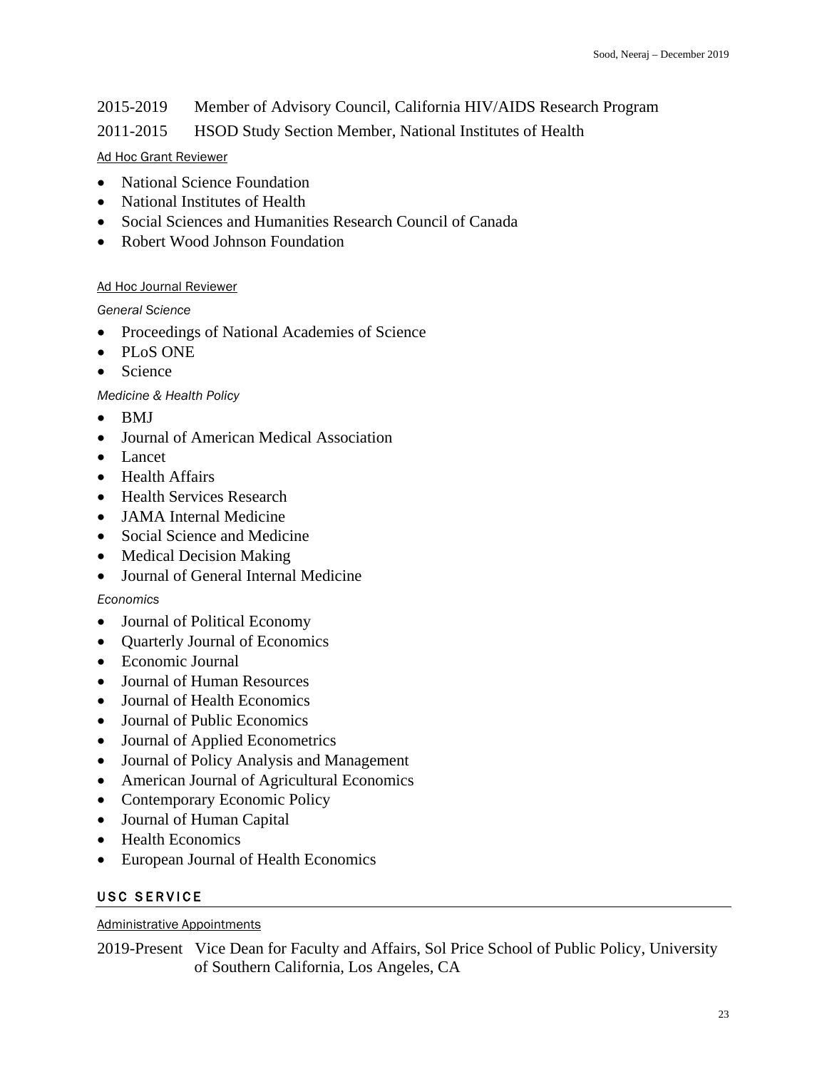2015-2019 Member of Advisory Council, California HIV/AIDS Research Program

2011-2015 HSOD Study Section Member, National Institutes of Health

Ad Hoc Grant Reviewer

- National Science Foundation
- National Institutes of Health
- Social Sciences and Humanities Research Council of Canada
- Robert Wood Johnson Foundation

Ad Hoc Journal Reviewer

*General Science*

- Proceedings of National Academies of Science
- PLoS ONE
- Science

*Medicine & Health Policy*

- BMJ
- Journal of American Medical Association
- Lancet
- Health Affairs
- Health Services Research
- JAMA Internal Medicine
- Social Science and Medicine
- Medical Decision Making
- Journal of General Internal Medicine

*Economics*

- Journal of Political Economy
- Quarterly Journal of Economics
- Economic Journal
- Journal of Human Resources
- Journal of Health Economics
- Journal of Public Economics
- Journal of Applied Econometrics
- Journal of Policy Analysis and Management
- American Journal of Agricultural Economics
- Contemporary Economic Policy
- Journal of Human Capital
- Health Economics
- European Journal of Health Economics

## USC SERVICE

Administrative Appointments

2019-Present Vice Dean for Faculty and Affairs, Sol Price School of Public Policy, University of Southern California, Los Angeles, CA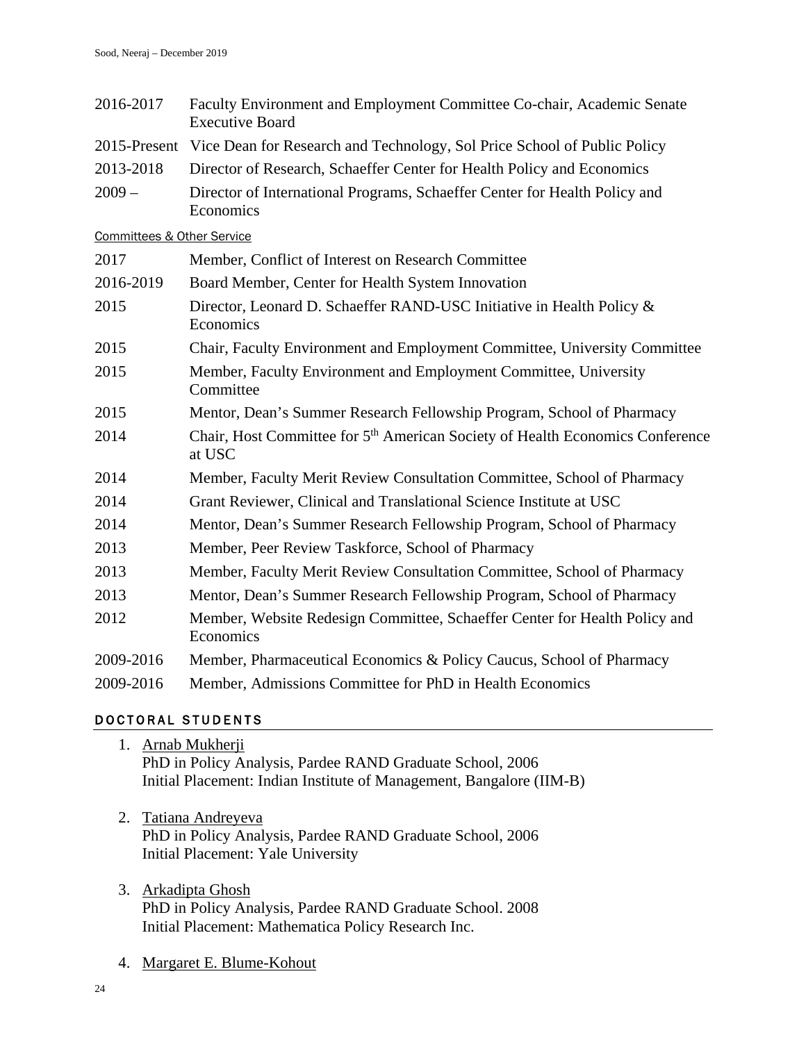2016-2017 Faculty Environment and Employment Committee Co-chair, Academic Senate Executive Board

2015-Present Vice Dean for Research and Technology, Sol Price School of Public Policy

2013-2018 Director of Research, Schaeffer Center for Health Policy and Economics

2009 – Director of International Programs, Schaeffer Center for Health Policy and Economics

Committees & Other Service

2017 Member, Conflict of Interest on Research Committee

2016-2019 Board Member, Center for Health System Innovation

2015 Director, Leonard D. Schaeffer RAND-USC Initiative in Health Policy & Economics

2015 Chair, Faculty Environment and Employment Committee, University Committee

2015 Member, Faculty Environment and Employment Committee, University Committee

2015 Mentor, Dean's Summer Research Fellowship Program, School of Pharmacy

2014 Chair, Host Committee for 5th American Society of Health Economics Conference at USC

2014 Member, Faculty Merit Review Consultation Committee, School of Pharmacy

2014 Grant Reviewer, Clinical and Translational Science Institute at USC

2014 Mentor, Dean's Summer Research Fellowship Program, School of Pharmacy

2013 Member, Peer Review Taskforce, School of Pharmacy

2013 Member, Faculty Merit Review Consultation Committee, School of Pharmacy

2013 Mentor, Dean's Summer Research Fellowship Program, School of Pharmacy

2012 Member, Website Redesign Committee, Schaeffer Center for Health Policy and Economics

2009-2016 Member, Pharmaceutical Economics & Policy Caucus, School of Pharmacy

2009-2016 Member, Admissions Committee for PhD in Health Economics

## DOCTORAL STUDENTS

1. Arnab Mukherji
   PhD in Policy Analysis, Pardee RAND Graduate School, 2006
   Initial Placement: Indian Institute of Management, Bangalore (IIM-B)

2. Tatiana Andreyeva
   PhD in Policy Analysis, Pardee RAND Graduate School, 2006
   Initial Placement: Yale University

3. Arkadipta Ghosh
   PhD in Policy Analysis, Pardee RAND Graduate School. 2008
   Initial Placement: Mathematica Policy Research Inc.

4. Margaret E. Blume-Kohout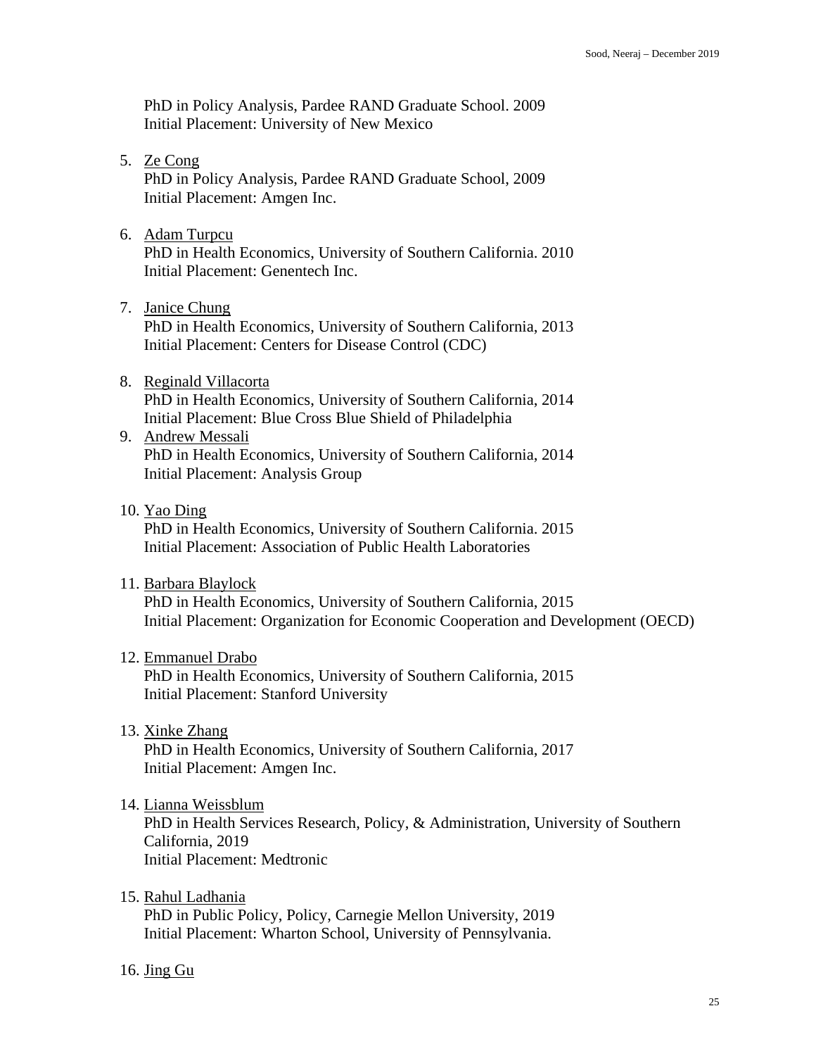PhD in Policy Analysis, Pardee RAND Graduate School. 2009
Initial Placement: University of New Mexico

5. Ze Cong
   PhD in Policy Analysis, Pardee RAND Graduate School, 2009
   Initial Placement: Amgen Inc.

6. Adam Turpcu
   PhD in Health Economics, University of Southern California. 2010
   Initial Placement: Genentech Inc.

7. Janice Chung
   PhD in Health Economics, University of Southern California, 2013
   Initial Placement: Centers for Disease Control (CDC)

8. Reginald Villacorta
   PhD in Health Economics, University of Southern California, 2014
   Initial Placement: Blue Cross Blue Shield of Philadelphia

9. Andrew Messali
   PhD in Health Economics, University of Southern California, 2014
   Initial Placement: Analysis Group

10. Yao Ding
    PhD in Health Economics, University of Southern California. 2015
    Initial Placement: Association of Public Health Laboratories

11. Barbara Blaylock
    PhD in Health Economics, University of Southern California, 2015
    Initial Placement: Organization for Economic Cooperation and Development (OECD)

12. Emmanuel Drabo
    PhD in Health Economics, University of Southern California, 2015
    Initial Placement: Stanford University

13. Xinke Zhang
    PhD in Health Economics, University of Southern California, 2017
    Initial Placement: Amgen Inc.

14. Lianna Weissblum
    PhD in Health Services Research, Policy, & Administration, University of Southern California, 2019
    Initial Placement: Medtronic

15. Rahul Ladhania
    PhD in Public Policy, Policy, Carnegie Mellon University, 2019
    Initial Placement: Wharton School, University of Pennsylvania.

16. Jing Gu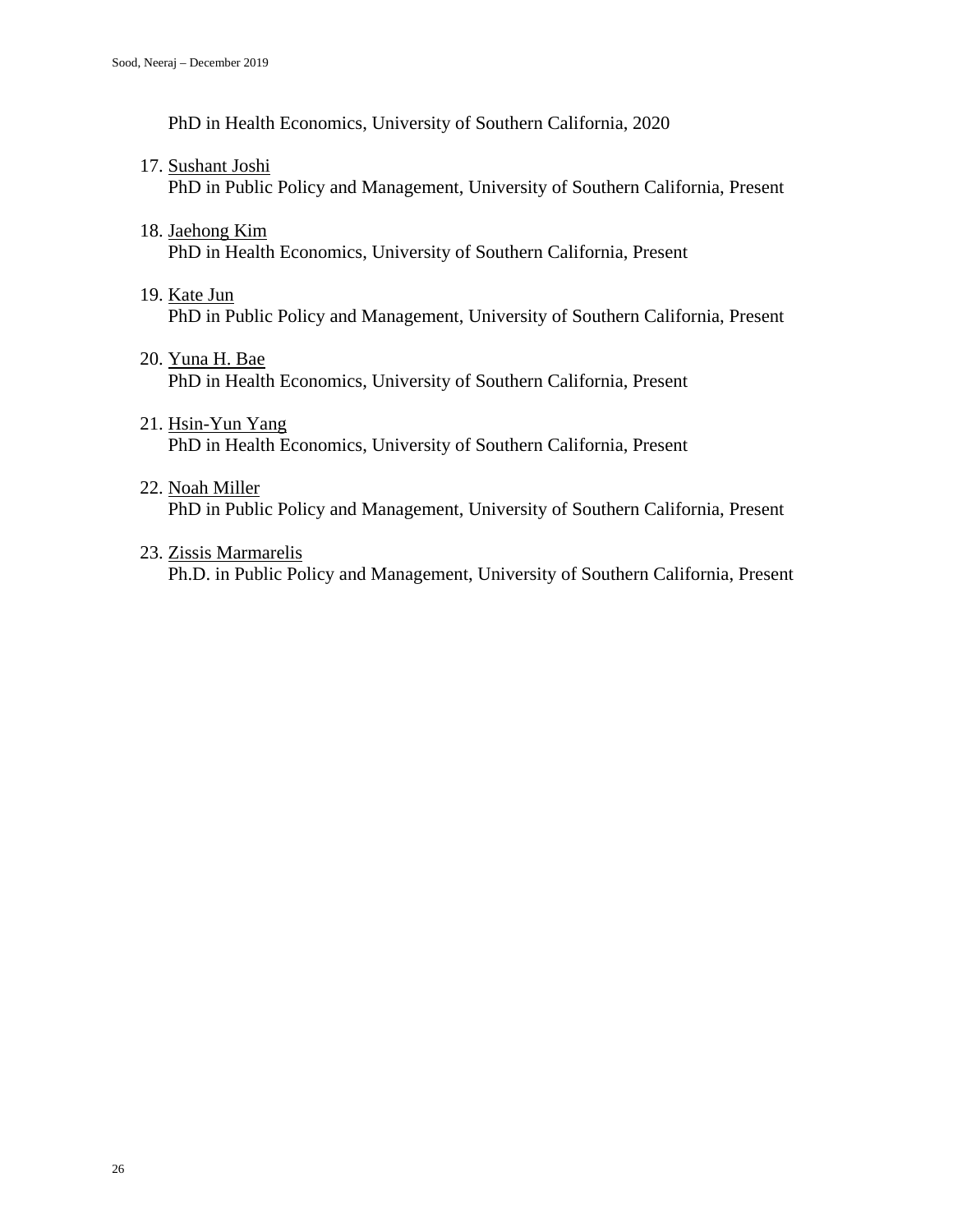PhD in Health Economics, University of Southern California, 2020

17. Sushant Joshi
    PhD in Public Policy and Management, University of Southern California, Present

18. Jaehong Kim
    PhD in Health Economics, University of Southern California, Present

19. Kate Jun
    PhD in Public Policy and Management, University of Southern California, Present

20. Yuna H. Bae
    PhD in Health Economics, University of Southern California, Present

21. Hsin-Yun Yang
    PhD in Health Economics, University of Southern California, Present

22. Noah Miller
    PhD in Public Policy and Management, University of Southern California, Present

23. Zissis Marmarelis
    Ph.D. in Public Policy and Management, University of Southern California, Present